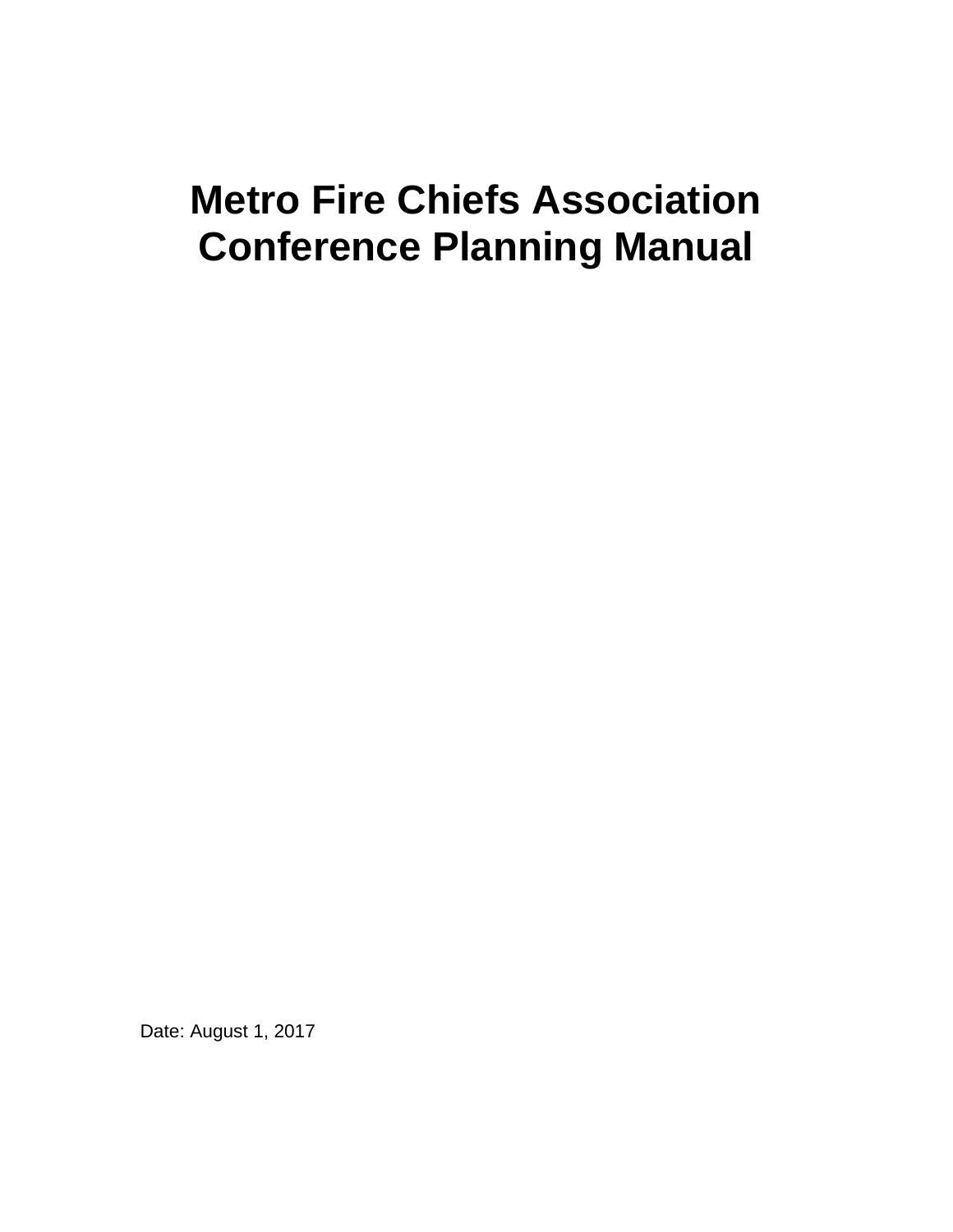# Metro Fire Chiefs Association Conference Planning Manual

Date: August 1, 2017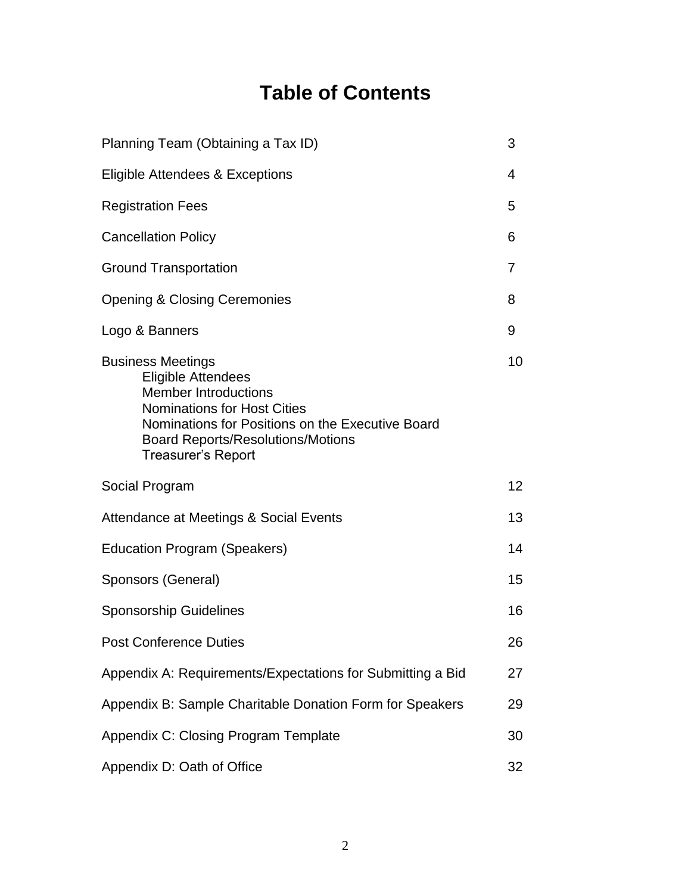# Table of Contents

| | |
|---|---|
| Planning Team (Obtaining a Tax ID) | 3 |
| Eligible Attendees & Exceptions | 4 |
| Registration Fees | 5 |
| Cancellation Policy | 6 |
| Ground Transportation | 7 |
| Opening & Closing Ceremonies | 8 |
| Logo & Banners | 9 |
| Business Meetings<br>Eligible Attendees<br>Member Introductions<br>Nominations for Host Cities<br>Nominations for Positions on the Executive Board<br>Board Reports/Resolutions/Motions<br>Treasurer's Report | 10 |
| Social Program | 12 |
| Attendance at Meetings & Social Events | 13 |
| Education Program (Speakers) | 14 |
| Sponsors (General) | 15 |
| Sponsorship Guidelines | 16 |
| Post Conference Duties | 26 |
| Appendix A: Requirements/Expectations for Submitting a Bid | 27 |
| Appendix B: Sample Charitable Donation Form for Speakers | 29 |
| Appendix C: Closing Program Template | 30 |
| Appendix D: Oath of Office | 32 |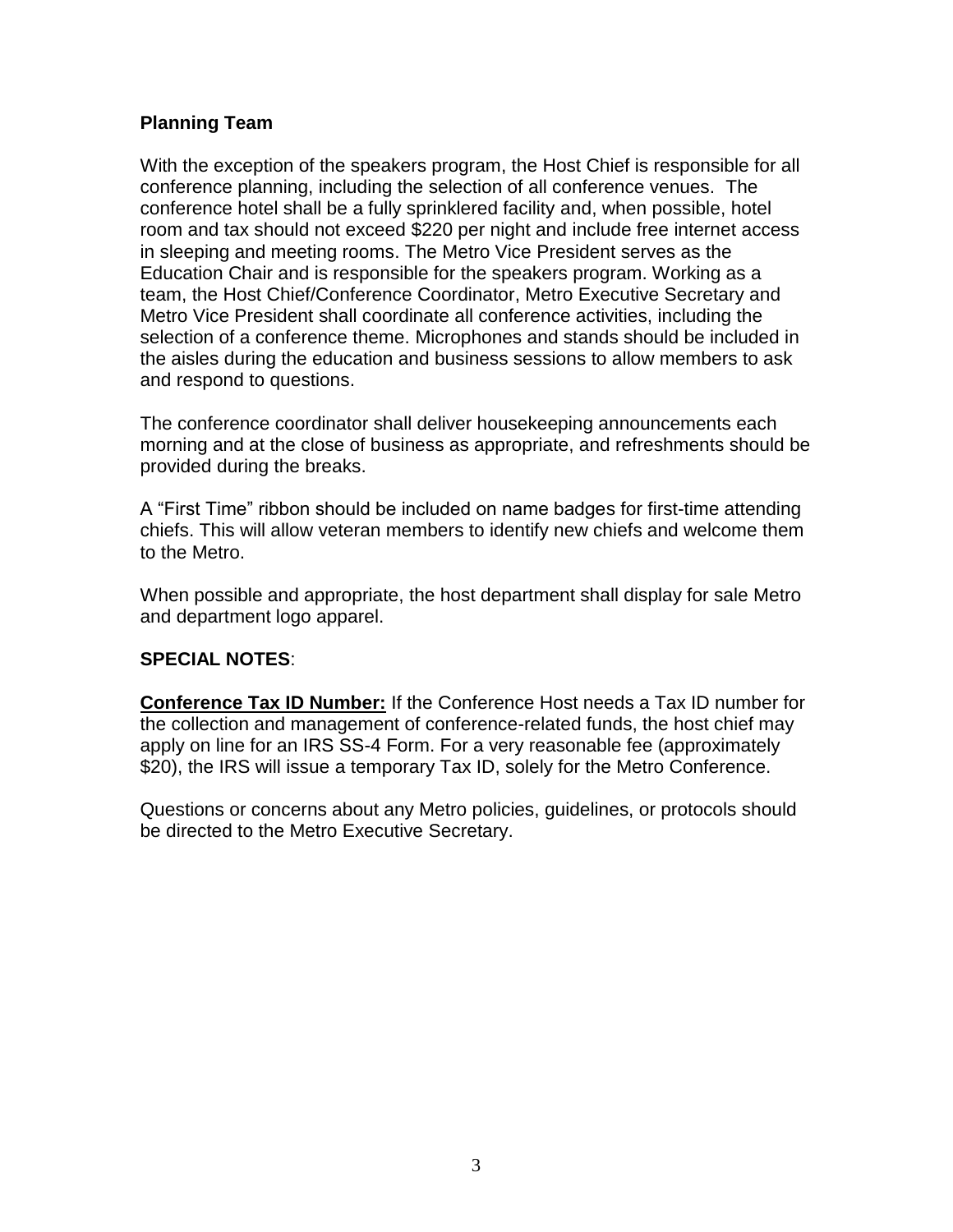**Planning Team**

With the exception of the speakers program, the Host Chief is responsible for all conference planning, including the selection of all conference venues. The conference hotel shall be a fully sprinklered facility and, when possible, hotel room and tax should not exceed $220 per night and include free internet access in sleeping and meeting rooms. The Metro Vice President serves as the Education Chair and is responsible for the speakers program. Working as a team, the Host Chief/Conference Coordinator, Metro Executive Secretary and Metro Vice President shall coordinate all conference activities, including the selection of a conference theme. Microphones and stands should be included in the aisles during the education and business sessions to allow members to ask and respond to questions.

The conference coordinator shall deliver housekeeping announcements each morning and at the close of business as appropriate, and refreshments should be provided during the breaks.

A "First Time" ribbon should be included on name badges for first-time attending chiefs. This will allow veteran members to identify new chiefs and welcome them to the Metro.

When possible and appropriate, the host department shall display for sale Metro and department logo apparel.

**SPECIAL NOTES**:

**Conference Tax ID Number:** If the Conference Host needs a Tax ID number for the collection and management of conference-related funds, the host chief may apply on line for an IRS SS-4 Form. For a very reasonable fee (approximately $20), the IRS will issue a temporary Tax ID, solely for the Metro Conference.

Questions or concerns about any Metro policies, guidelines, or protocols should be directed to the Metro Executive Secretary.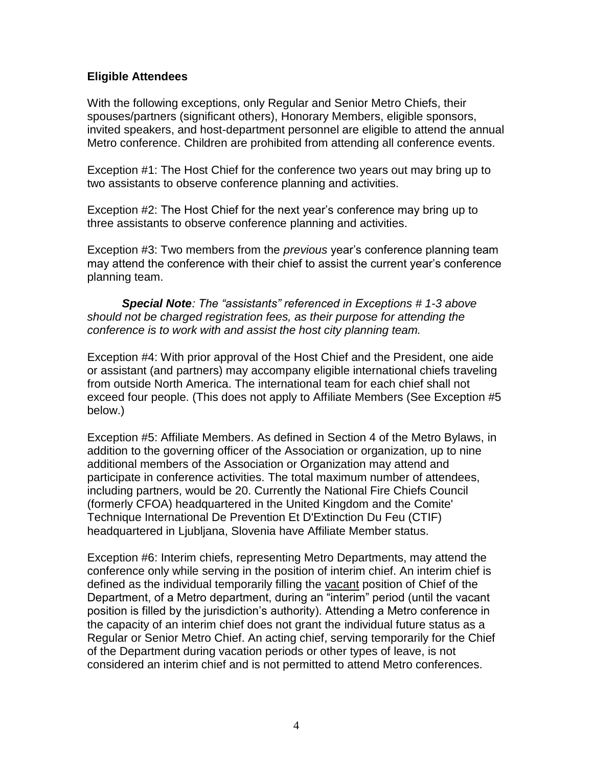**Eligible Attendees**

With the following exceptions, only Regular and Senior Metro Chiefs, their spouses/partners (significant others), Honorary Members, eligible sponsors, invited speakers, and host-department personnel are eligible to attend the annual Metro conference. Children are prohibited from attending all conference events.

Exception #1: The Host Chief for the conference two years out may bring up to two assistants to observe conference planning and activities.

Exception #2: The Host Chief for the next year's conference may bring up to three assistants to observe conference planning and activities.

Exception #3: Two members from the *previous* year's conference planning team may attend the conference with their chief to assist the current year's conference planning team.

> ***Special Note****: The "assistants" referenced in Exceptions # 1-3 above should not be charged registration fees, as their purpose for attending the conference is to work with and assist the host city planning team.*

Exception #4: With prior approval of the Host Chief and the President, one aide or assistant (and partners) may accompany eligible international chiefs traveling from outside North America. The international team for each chief shall not exceed four people. (This does not apply to Affiliate Members (See Exception #5 below.)

Exception #5: Affiliate Members. As defined in Section 4 of the Metro Bylaws, in addition to the governing officer of the Association or organization, up to nine additional members of the Association or Organization may attend and participate in conference activities. The total maximum number of attendees, including partners, would be 20. Currently the National Fire Chiefs Council (formerly CFOA) headquartered in the United Kingdom and the Comite' Technique International De Prevention Et D'Extinction Du Feu (CTIF) headquartered in Ljubljana, Slovenia have Affiliate Member status.

Exception #6: Interim chiefs, representing Metro Departments, may attend the conference only while serving in the position of interim chief. An interim chief is defined as the individual temporarily filling the vacant position of Chief of the Department, of a Metro department, during an "interim" period (until the vacant position is filled by the jurisdiction's authority). Attending a Metro conference in the capacity of an interim chief does not grant the individual future status as a Regular or Senior Metro Chief. An acting chief, serving temporarily for the Chief of the Department during vacation periods or other types of leave, is not considered an interim chief and is not permitted to attend Metro conferences.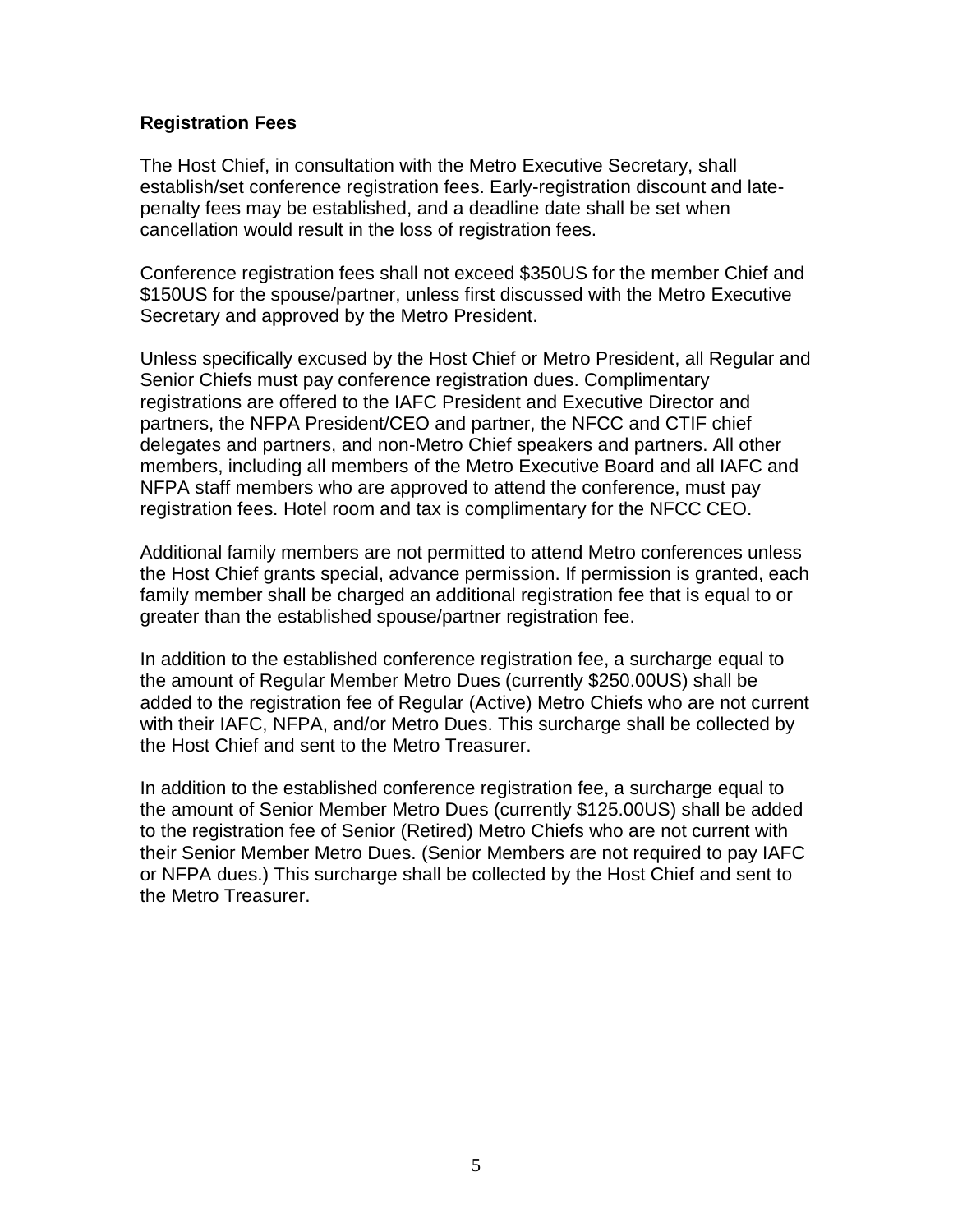### Registration Fees

The Host Chief, in consultation with the Metro Executive Secretary, shall establish/set conference registration fees. Early-registration discount and late-penalty fees may be established, and a deadline date shall be set when cancellation would result in the loss of registration fees.

Conference registration fees shall not exceed $350US for the member Chief and $150US for the spouse/partner, unless first discussed with the Metro Executive Secretary and approved by the Metro President.

Unless specifically excused by the Host Chief or Metro President, all Regular and Senior Chiefs must pay conference registration dues. Complimentary registrations are offered to the IAFC President and Executive Director and partners, the NFPA President/CEO and partner, the NFCC and CTIF chief delegates and partners, and non-Metro Chief speakers and partners. All other members, including all members of the Metro Executive Board and all IAFC and NFPA staff members who are approved to attend the conference, must pay registration fees. Hotel room and tax is complimentary for the NFCC CEO.

Additional family members are not permitted to attend Metro conferences unless the Host Chief grants special, advance permission. If permission is granted, each family member shall be charged an additional registration fee that is equal to or greater than the established spouse/partner registration fee.

In addition to the established conference registration fee, a surcharge equal to the amount of Regular Member Metro Dues (currently $250.00US) shall be added to the registration fee of Regular (Active) Metro Chiefs who are not current with their IAFC, NFPA, and/or Metro Dues. This surcharge shall be collected by the Host Chief and sent to the Metro Treasurer.

In addition to the established conference registration fee, a surcharge equal to the amount of Senior Member Metro Dues (currently $125.00US) shall be added to the registration fee of Senior (Retired) Metro Chiefs who are not current with their Senior Member Metro Dues. (Senior Members are not required to pay IAFC or NFPA dues.) This surcharge shall be collected by the Host Chief and sent to the Metro Treasurer.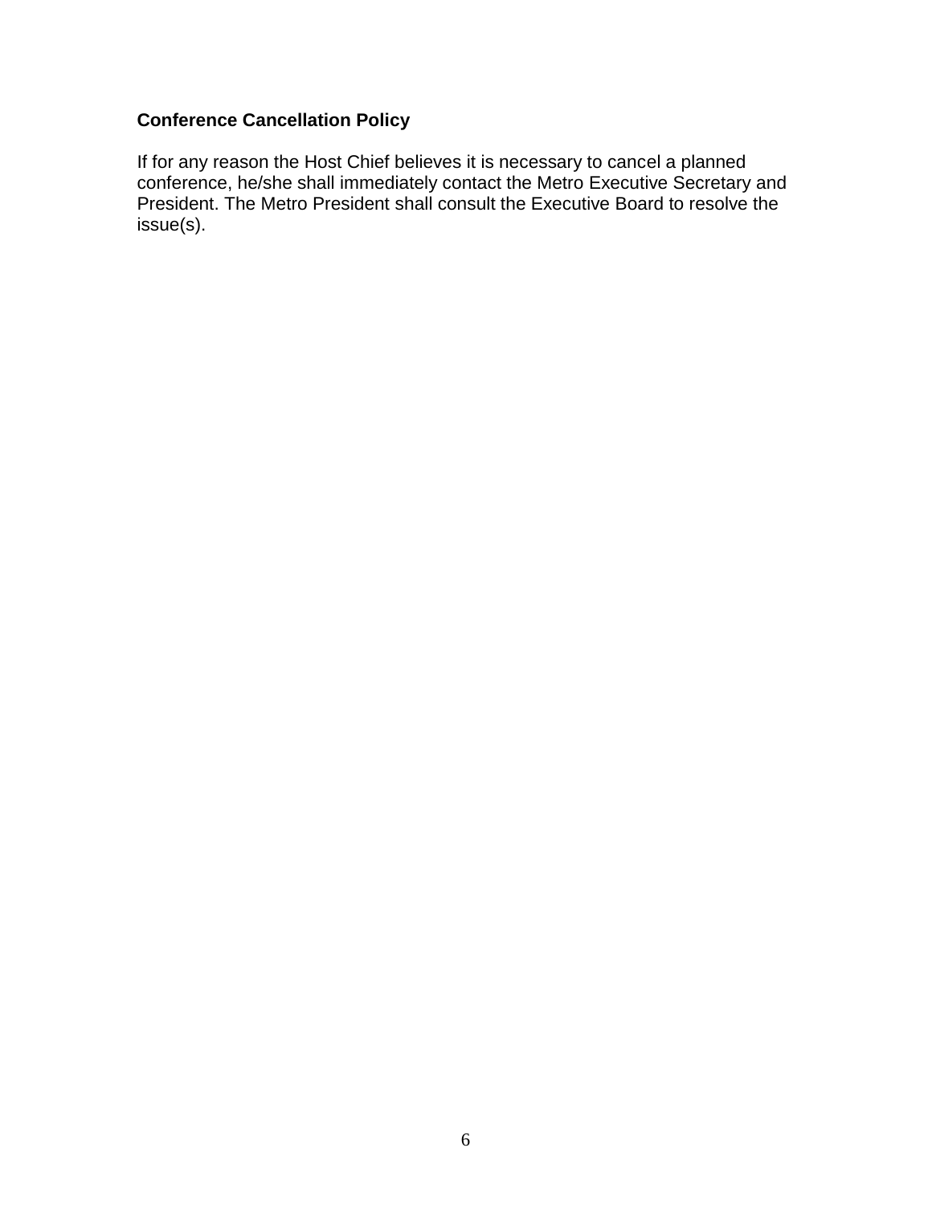**Conference Cancellation Policy**

If for any reason the Host Chief believes it is necessary to cancel a planned conference, he/she shall immediately contact the Metro Executive Secretary and President. The Metro President shall consult the Executive Board to resolve the issue(s).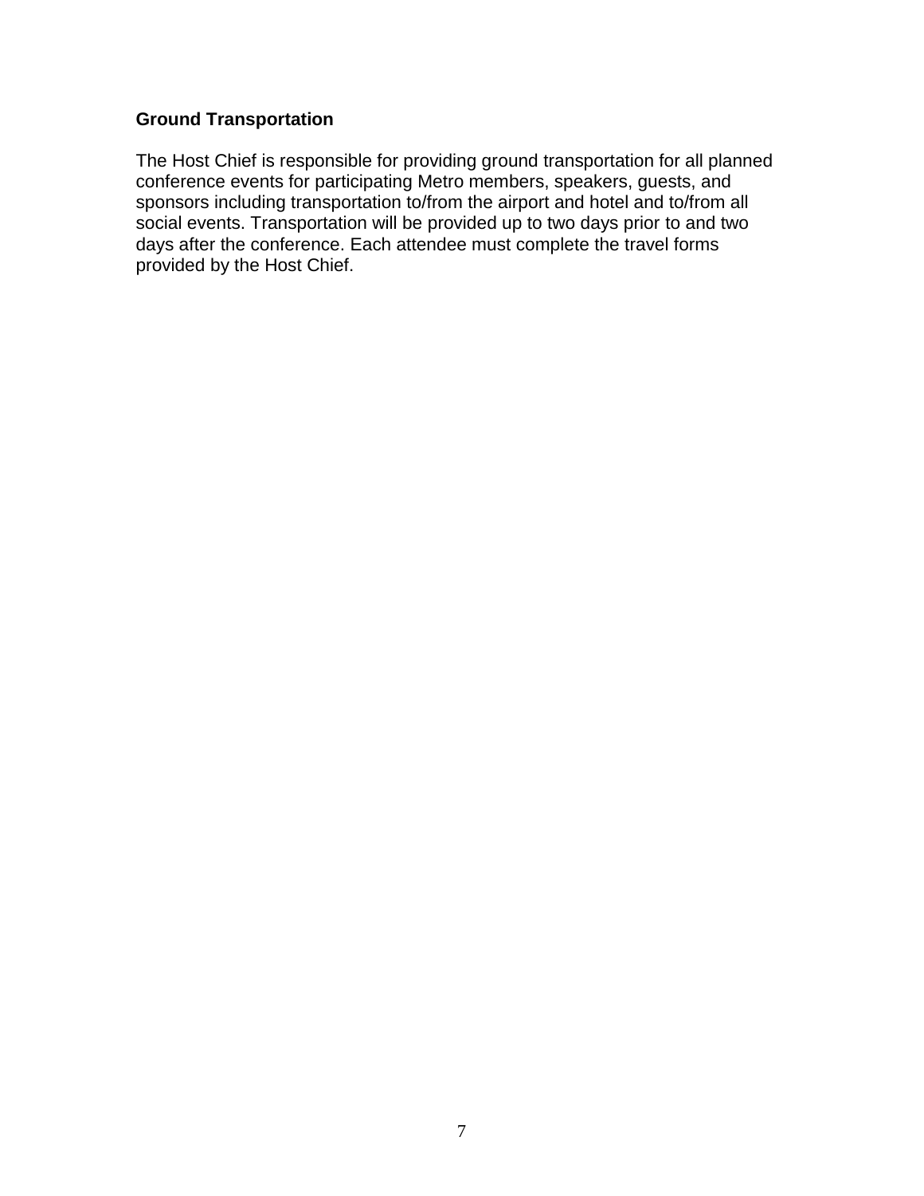## Ground Transportation

The Host Chief is responsible for providing ground transportation for all planned conference events for participating Metro members, speakers, guests, and sponsors including transportation to/from the airport and hotel and to/from all social events. Transportation will be provided up to two days prior to and two days after the conference. Each attendee must complete the travel forms provided by the Host Chief.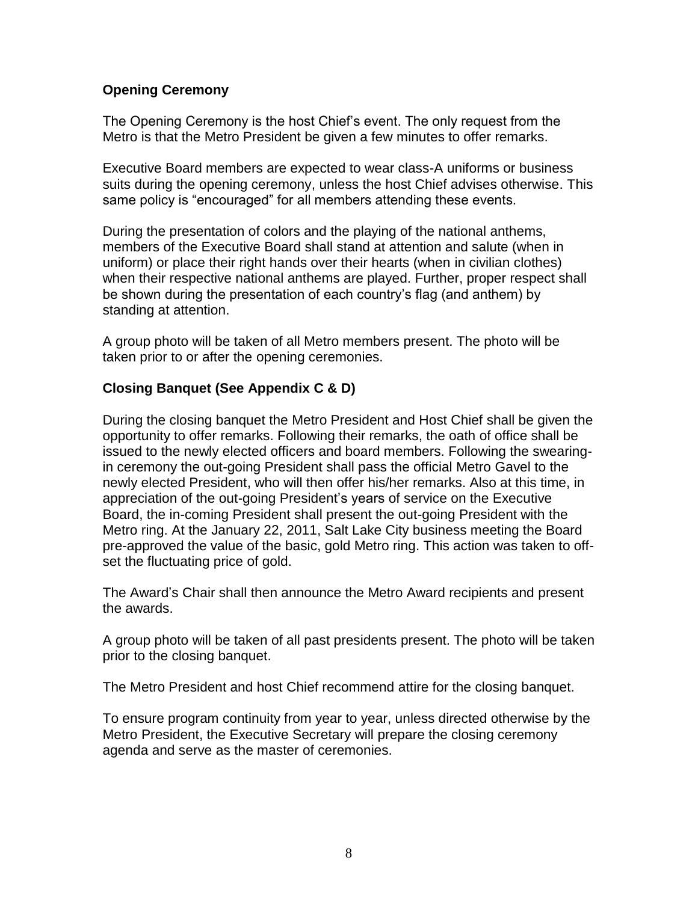**Opening Ceremony**

The Opening Ceremony is the host Chief's event. The only request from the Metro is that the Metro President be given a few minutes to offer remarks.

Executive Board members are expected to wear class-A uniforms or business suits during the opening ceremony, unless the host Chief advises otherwise. This same policy is "encouraged" for all members attending these events.

During the presentation of colors and the playing of the national anthems, members of the Executive Board shall stand at attention and salute (when in uniform) or place their right hands over their hearts (when in civilian clothes) when their respective national anthems are played. Further, proper respect shall be shown during the presentation of each country's flag (and anthem) by standing at attention.

A group photo will be taken of all Metro members present. The photo will be taken prior to or after the opening ceremonies.

**Closing Banquet (See Appendix C & D)**

During the closing banquet the Metro President and Host Chief shall be given the opportunity to offer remarks. Following their remarks, the oath of office shall be issued to the newly elected officers and board members. Following the swearing-in ceremony the out-going President shall pass the official Metro Gavel to the newly elected President, who will then offer his/her remarks. Also at this time, in appreciation of the out-going President's years of service on the Executive Board, the in-coming President shall present the out-going President with the Metro ring. At the January 22, 2011, Salt Lake City business meeting the Board pre-approved the value of the basic, gold Metro ring. This action was taken to off-set the fluctuating price of gold.

The Award's Chair shall then announce the Metro Award recipients and present the awards.

A group photo will be taken of all past presidents present. The photo will be taken prior to the closing banquet.

The Metro President and host Chief recommend attire for the closing banquet.

To ensure program continuity from year to year, unless directed otherwise by the Metro President, the Executive Secretary will prepare the closing ceremony agenda and serve as the master of ceremonies.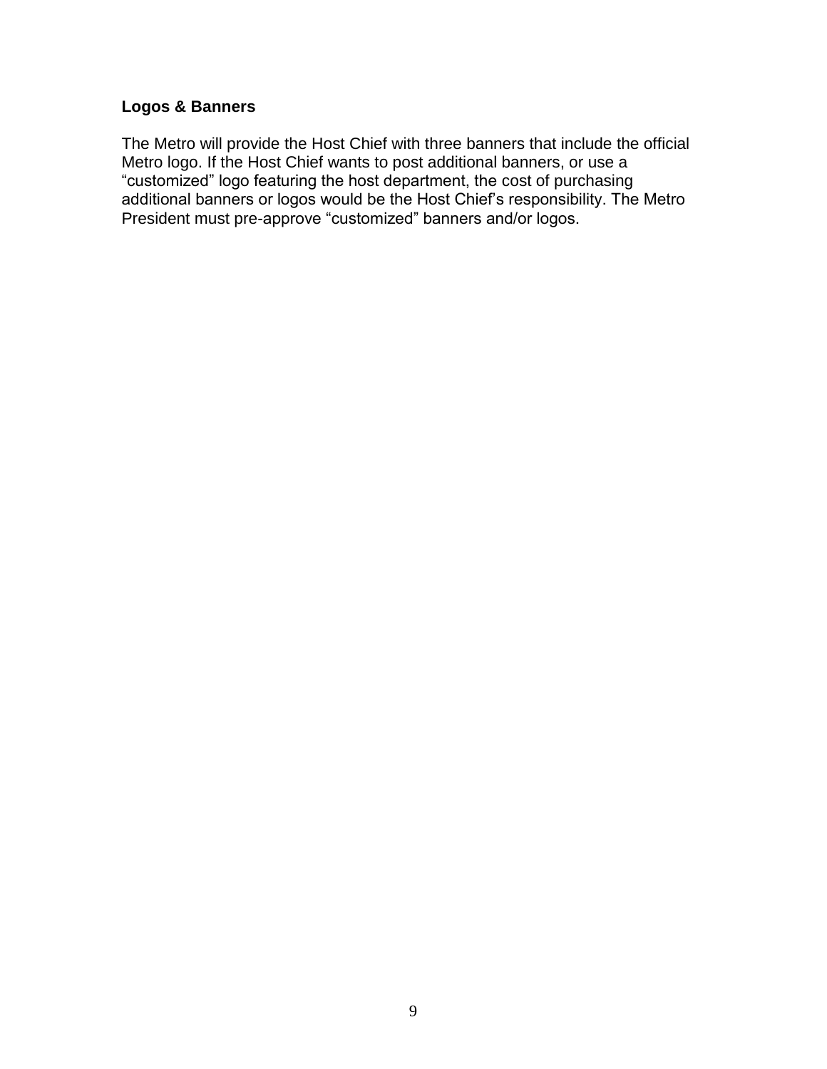### Logos & Banners

The Metro will provide the Host Chief with three banners that include the official Metro logo. If the Host Chief wants to post additional banners, or use a "customized" logo featuring the host department, the cost of purchasing additional banners or logos would be the Host Chief's responsibility. The Metro President must pre-approve "customized" banners and/or logos.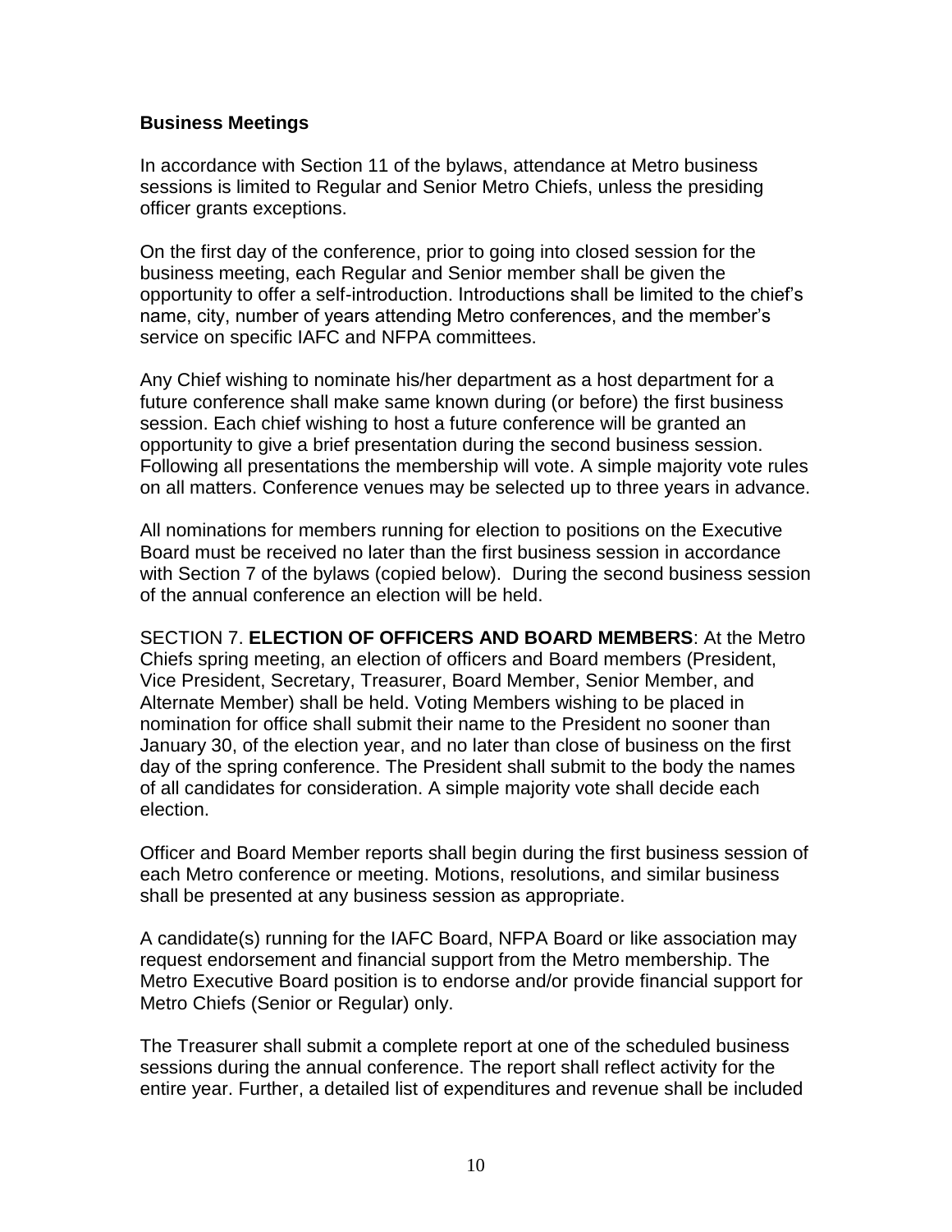**Business Meetings**

In accordance with Section 11 of the bylaws, attendance at Metro business sessions is limited to Regular and Senior Metro Chiefs, unless the presiding officer grants exceptions.

On the first day of the conference, prior to going into closed session for the business meeting, each Regular and Senior member shall be given the opportunity to offer a self-introduction. Introductions shall be limited to the chief's name, city, number of years attending Metro conferences, and the member's service on specific IAFC and NFPA committees.

Any Chief wishing to nominate his/her department as a host department for a future conference shall make same known during (or before) the first business session. Each chief wishing to host a future conference will be granted an opportunity to give a brief presentation during the second business session. Following all presentations the membership will vote. A simple majority vote rules on all matters. Conference venues may be selected up to three years in advance.

All nominations for members running for election to positions on the Executive Board must be received no later than the first business session in accordance with Section 7 of the bylaws (copied below). During the second business session of the annual conference an election will be held.

SECTION 7. **ELECTION OF OFFICERS AND BOARD MEMBERS**: At the Metro Chiefs spring meeting, an election of officers and Board members (President, Vice President, Secretary, Treasurer, Board Member, Senior Member, and Alternate Member) shall be held. Voting Members wishing to be placed in nomination for office shall submit their name to the President no sooner than January 30, of the election year, and no later than close of business on the first day of the spring conference. The President shall submit to the body the names of all candidates for consideration. A simple majority vote shall decide each election.

Officer and Board Member reports shall begin during the first business session of each Metro conference or meeting. Motions, resolutions, and similar business shall be presented at any business session as appropriate.

A candidate(s) running for the IAFC Board, NFPA Board or like association may request endorsement and financial support from the Metro membership. The Metro Executive Board position is to endorse and/or provide financial support for Metro Chiefs (Senior or Regular) only.

The Treasurer shall submit a complete report at one of the scheduled business sessions during the annual conference. The report shall reflect activity for the entire year. Further, a detailed list of expenditures and revenue shall be included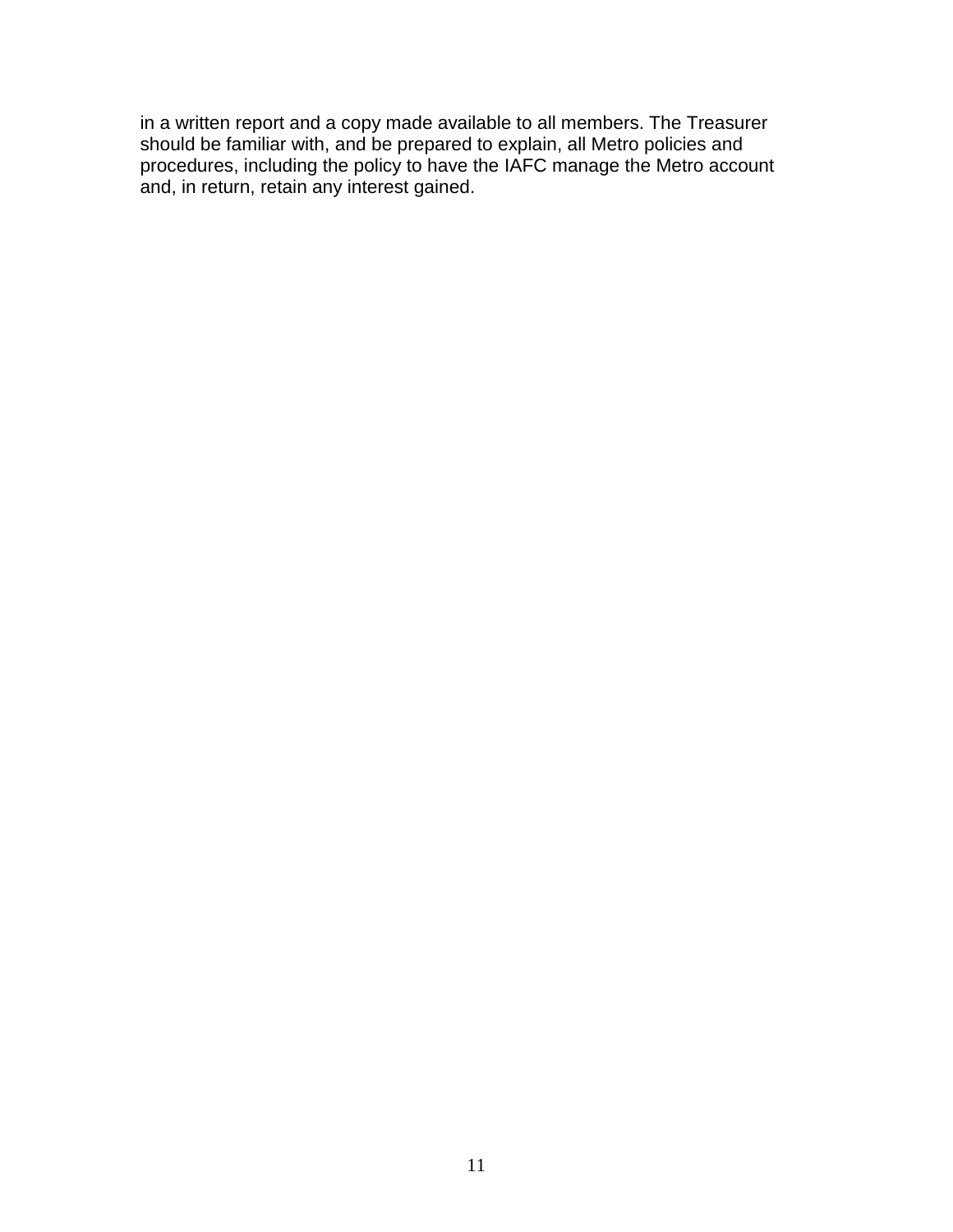in a written report and a copy made available to all members. The Treasurer should be familiar with, and be prepared to explain, all Metro policies and procedures, including the policy to have the IAFC manage the Metro account and, in return, retain any interest gained.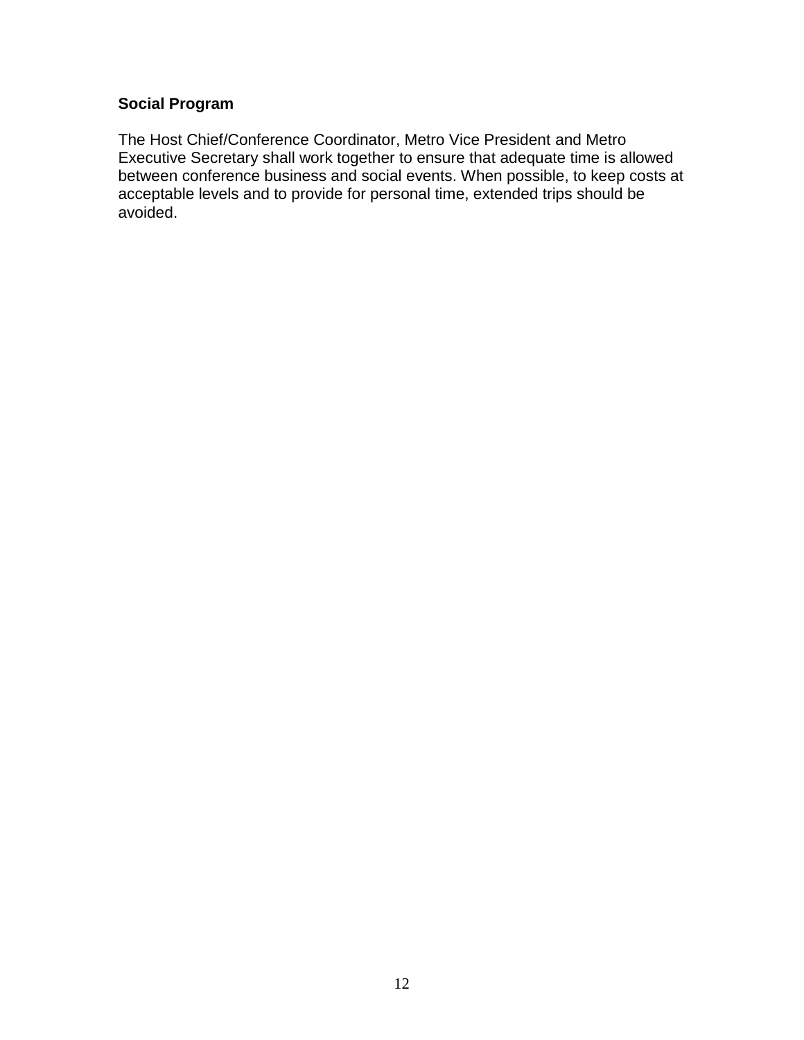**Social Program**

The Host Chief/Conference Coordinator, Metro Vice President and Metro Executive Secretary shall work together to ensure that adequate time is allowed between conference business and social events. When possible, to keep costs at acceptable levels and to provide for personal time, extended trips should be avoided.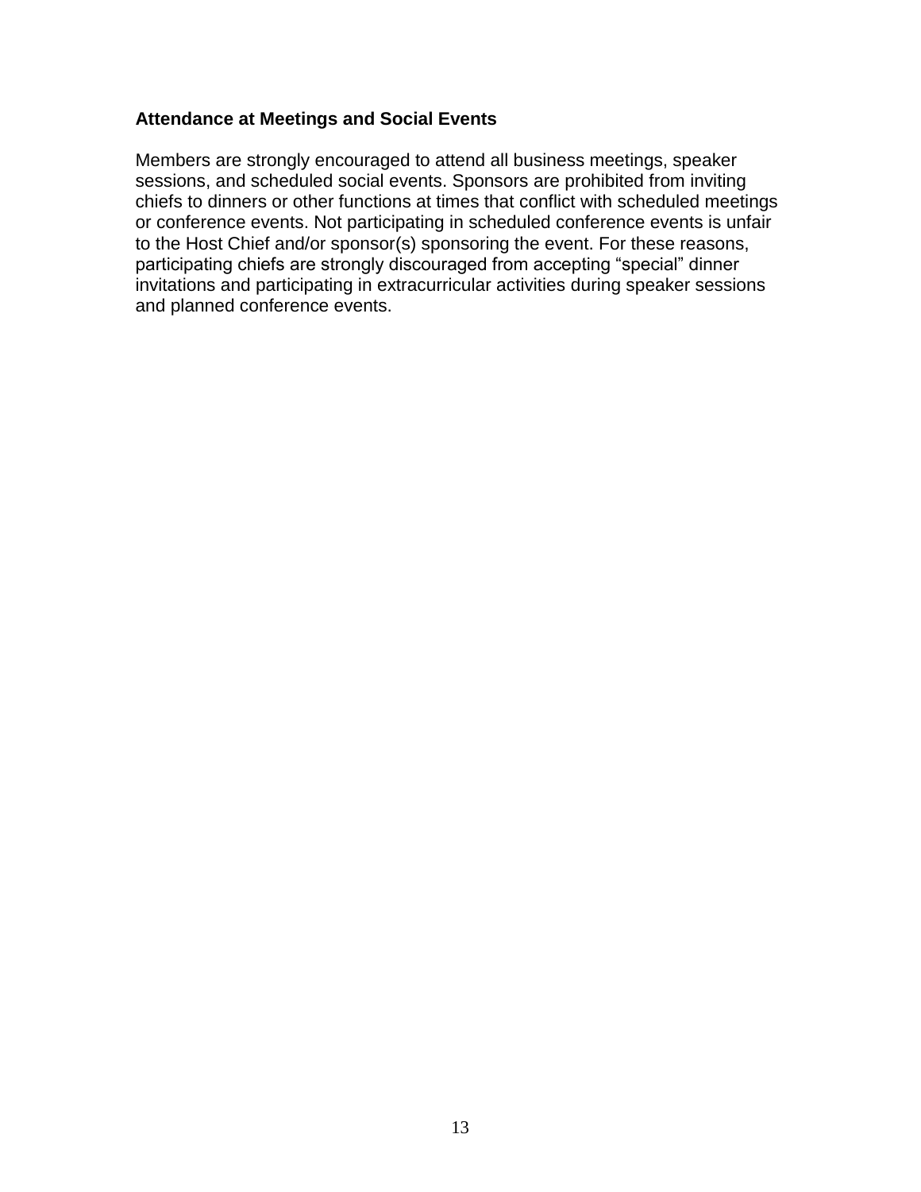**Attendance at Meetings and Social Events**

Members are strongly encouraged to attend all business meetings, speaker sessions, and scheduled social events. Sponsors are prohibited from inviting chiefs to dinners or other functions at times that conflict with scheduled meetings or conference events. Not participating in scheduled conference events is unfair to the Host Chief and/or sponsor(s) sponsoring the event. For these reasons, participating chiefs are strongly discouraged from accepting “special” dinner invitations and participating in extracurricular activities during speaker sessions and planned conference events.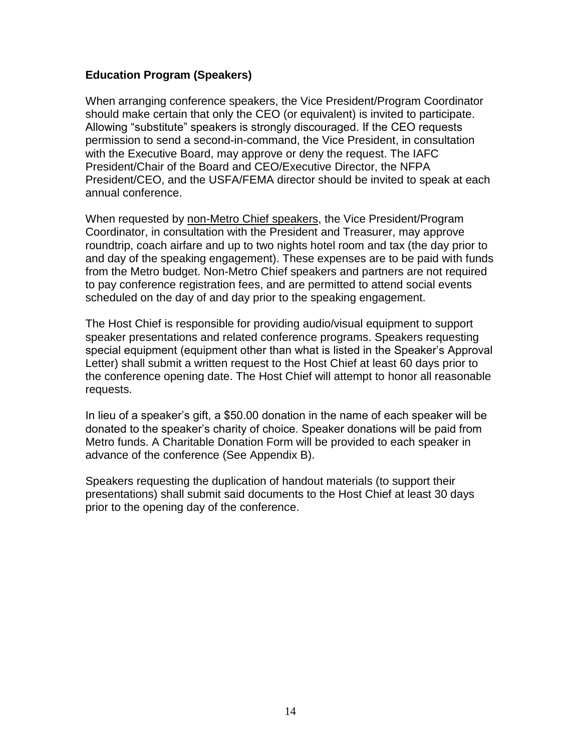**Education Program (Speakers)**

When arranging conference speakers, the Vice President/Program Coordinator should make certain that only the CEO (or equivalent) is invited to participate. Allowing "substitute" speakers is strongly discouraged. If the CEO requests permission to send a second-in-command, the Vice President, in consultation with the Executive Board, may approve or deny the request. The IAFC President/Chair of the Board and CEO/Executive Director, the NFPA President/CEO, and the USFA/FEMA director should be invited to speak at each annual conference.

When requested by <u>non-Metro Chief speakers</u>, the Vice President/Program Coordinator, in consultation with the President and Treasurer, may approve roundtrip, coach airfare and up to two nights hotel room and tax (the day prior to and day of the speaking engagement). These expenses are to be paid with funds from the Metro budget. Non-Metro Chief speakers and partners are not required to pay conference registration fees, and are permitted to attend social events scheduled on the day of and day prior to the speaking engagement.

The Host Chief is responsible for providing audio/visual equipment to support speaker presentations and related conference programs. Speakers requesting special equipment (equipment other than what is listed in the Speaker's Approval Letter) shall submit a written request to the Host Chief at least 60 days prior to the conference opening date. The Host Chief will attempt to honor all reasonable requests.

In lieu of a speaker's gift, a $50.00 donation in the name of each speaker will be donated to the speaker's charity of choice. Speaker donations will be paid from Metro funds. A Charitable Donation Form will be provided to each speaker in advance of the conference (See Appendix B).

Speakers requesting the duplication of handout materials (to support their presentations) shall submit said documents to the Host Chief at least 30 days prior to the opening day of the conference.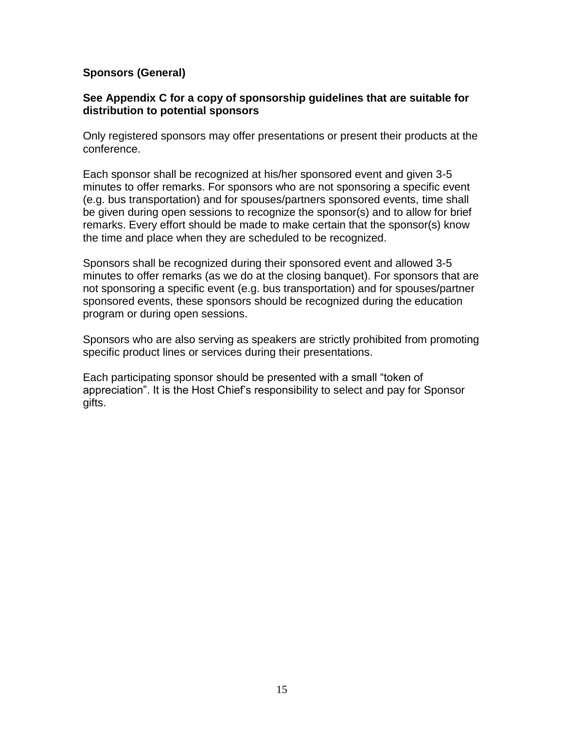### Sponsors (General)

**See Appendix C for a copy of sponsorship guidelines that are suitable for distribution to potential sponsors**

Only registered sponsors may offer presentations or present their products at the conference.

Each sponsor shall be recognized at his/her sponsored event and given 3-5 minutes to offer remarks. For sponsors who are not sponsoring a specific event (e.g. bus transportation) and for spouses/partners sponsored events, time shall be given during open sessions to recognize the sponsor(s) and to allow for brief remarks. Every effort should be made to make certain that the sponsor(s) know the time and place when they are scheduled to be recognized.

Sponsors shall be recognized during their sponsored event and allowed 3-5 minutes to offer remarks (as we do at the closing banquet). For sponsors that are not sponsoring a specific event (e.g. bus transportation) and for spouses/partner sponsored events, these sponsors should be recognized during the education program or during open sessions.

Sponsors who are also serving as speakers are strictly prohibited from promoting specific product lines or services during their presentations.

Each participating sponsor should be presented with a small "token of appreciation". It is the Host Chief's responsibility to select and pay for Sponsor gifts.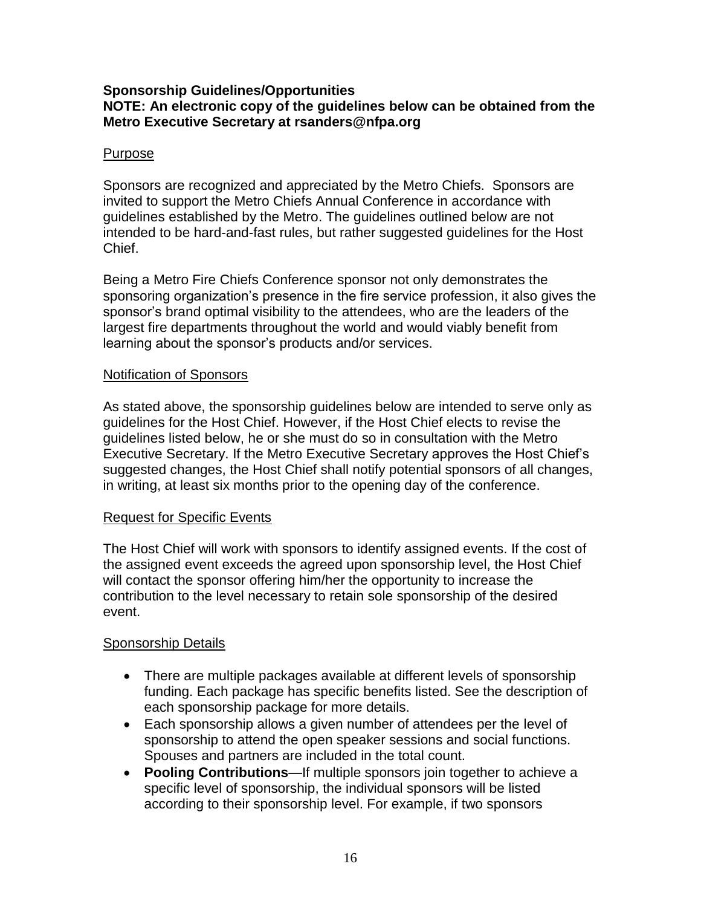**Sponsorship Guidelines/Opportunities**
**NOTE: An electronic copy of the guidelines below can be obtained from the Metro Executive Secretary at rsanders@nfpa.org**

Purpose

Sponsors are recognized and appreciated by the Metro Chiefs. Sponsors are invited to support the Metro Chiefs Annual Conference in accordance with guidelines established by the Metro. The guidelines outlined below are not intended to be hard-and-fast rules, but rather suggested guidelines for the Host Chief.

Being a Metro Fire Chiefs Conference sponsor not only demonstrates the sponsoring organization's presence in the fire service profession, it also gives the sponsor's brand optimal visibility to the attendees, who are the leaders of the largest fire departments throughout the world and would viably benefit from learning about the sponsor's products and/or services.

Notification of Sponsors

As stated above, the sponsorship guidelines below are intended to serve only as guidelines for the Host Chief. However, if the Host Chief elects to revise the guidelines listed below, he or she must do so in consultation with the Metro Executive Secretary. If the Metro Executive Secretary approves the Host Chief's suggested changes, the Host Chief shall notify potential sponsors of all changes, in writing, at least six months prior to the opening day of the conference.

Request for Specific Events

The Host Chief will work with sponsors to identify assigned events. If the cost of the assigned event exceeds the agreed upon sponsorship level, the Host Chief will contact the sponsor offering him/her the opportunity to increase the contribution to the level necessary to retain sole sponsorship of the desired event.

Sponsorship Details

- There are multiple packages available at different levels of sponsorship funding. Each package has specific benefits listed. See the description of each sponsorship package for more details.
- Each sponsorship allows a given number of attendees per the level of sponsorship to attend the open speaker sessions and social functions. Spouses and partners are included in the total count.
- **Pooling Contributions**—If multiple sponsors join together to achieve a specific level of sponsorship, the individual sponsors will be listed according to their sponsorship level. For example, if two sponsors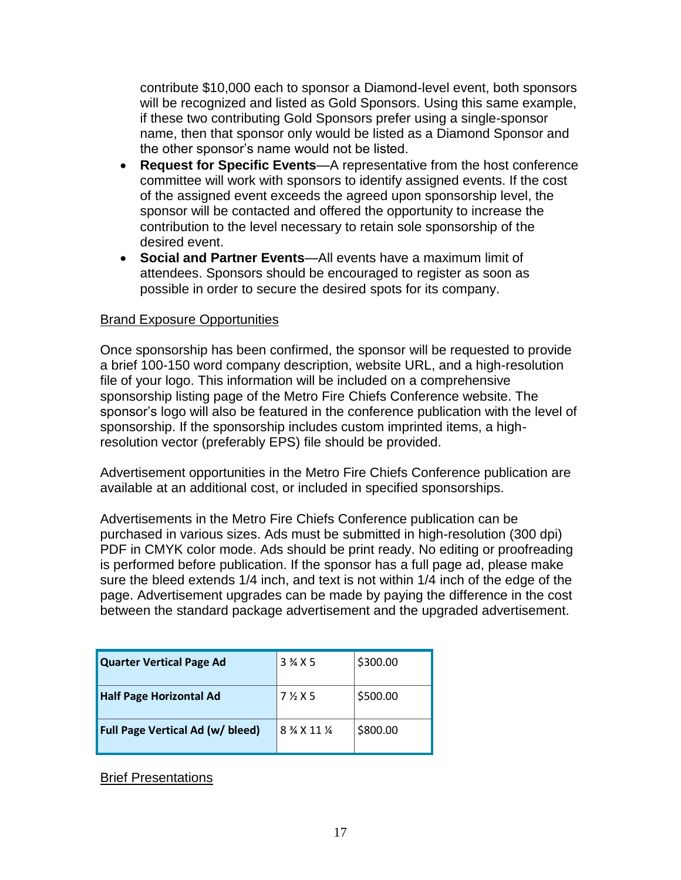contribute $10,000 each to sponsor a Diamond-level event, both sponsors will be recognized and listed as Gold Sponsors. Using this same example, if these two contributing Gold Sponsors prefer using a single-sponsor name, then that sponsor only would be listed as a Diamond Sponsor and the other sponsor's name would not be listed.

- **Request for Specific Events**—A representative from the host conference committee will work with sponsors to identify assigned events. If the cost of the assigned event exceeds the agreed upon sponsorship level, the sponsor will be contacted and offered the opportunity to increase the contribution to the level necessary to retain sole sponsorship of the desired event.
- **Social and Partner Events**—All events have a maximum limit of attendees. Sponsors should be encouraged to register as soon as possible in order to secure the desired spots for its company.

<u>Brand Exposure Opportunities</u>

Once sponsorship has been confirmed, the sponsor will be requested to provide a brief 100-150 word company description, website URL, and a high-resolution file of your logo. This information will be included on a comprehensive sponsorship listing page of the Metro Fire Chiefs Conference website. The sponsor's logo will also be featured in the conference publication with the level of sponsorship. If the sponsorship includes custom imprinted items, a high-resolution vector (preferably EPS) file should be provided.

Advertisement opportunities in the Metro Fire Chiefs Conference publication are available at an additional cost, or included in specified sponsorships.

Advertisements in the Metro Fire Chiefs Conference publication can be purchased in various sizes. Ads must be submitted in high-resolution (300 dpi) PDF in CMYK color mode. Ads should be print ready. No editing or proofreading is performed before publication. If the sponsor has a full page ad, please make sure the bleed extends 1/4 inch, and text is not within 1/4 inch of the edge of the page. Advertisement upgrades can be made by paying the difference in the cost between the standard package advertisement and the upgraded advertisement.

| | | |
|---|---|---|
| **Quarter Vertical Page Ad** | 3 ¾ X 5 | $300.00 |
| **Half Page Horizontal Ad** | 7 ½ X 5 | $500.00 |
| **Full Page Vertical Ad (w/ bleed)** | 8 ¾ X 11 ¼ | $800.00 |

<u>Brief Presentations</u>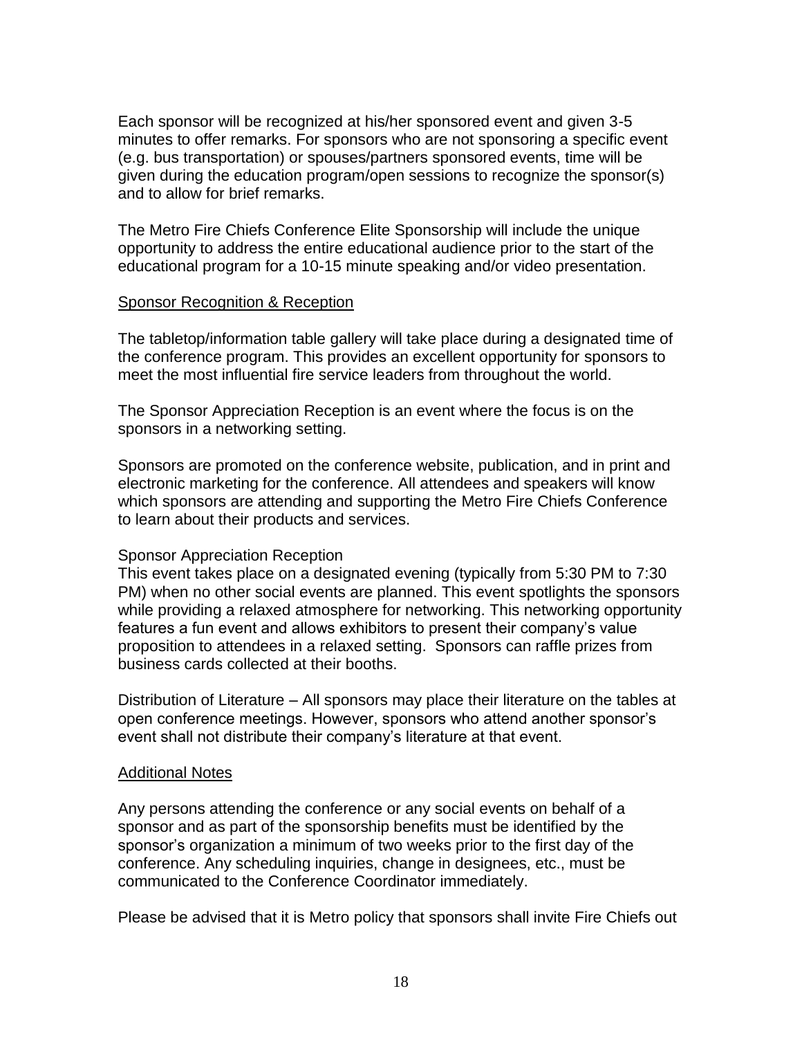Each sponsor will be recognized at his/her sponsored event and given 3-5 minutes to offer remarks. For sponsors who are not sponsoring a specific event (e.g. bus transportation) or spouses/partners sponsored events, time will be given during the education program/open sessions to recognize the sponsor(s) and to allow for brief remarks.

The Metro Fire Chiefs Conference Elite Sponsorship will include the unique opportunity to address the entire educational audience prior to the start of the educational program for a 10-15 minute speaking and/or video presentation.

<u>Sponsor Recognition & Reception</u>

The tabletop/information table gallery will take place during a designated time of the conference program. This provides an excellent opportunity for sponsors to meet the most influential fire service leaders from throughout the world.

The Sponsor Appreciation Reception is an event where the focus is on the sponsors in a networking setting.

Sponsors are promoted on the conference website, publication, and in print and electronic marketing for the conference. All attendees and speakers will know which sponsors are attending and supporting the Metro Fire Chiefs Conference to learn about their products and services.

Sponsor Appreciation Reception
This event takes place on a designated evening (typically from 5:30 PM to 7:30 PM) when no other social events are planned. This event spotlights the sponsors while providing a relaxed atmosphere for networking. This networking opportunity features a fun event and allows exhibitors to present their company's value proposition to attendees in a relaxed setting. Sponsors can raffle prizes from business cards collected at their booths.

Distribution of Literature – All sponsors may place their literature on the tables at open conference meetings. However, sponsors who attend another sponsor's event shall not distribute their company's literature at that event.

<u>Additional Notes</u>

Any persons attending the conference or any social events on behalf of a sponsor and as part of the sponsorship benefits must be identified by the sponsor's organization a minimum of two weeks prior to the first day of the conference. Any scheduling inquiries, change in designees, etc., must be communicated to the Conference Coordinator immediately.

Please be advised that it is Metro policy that sponsors shall invite Fire Chiefs out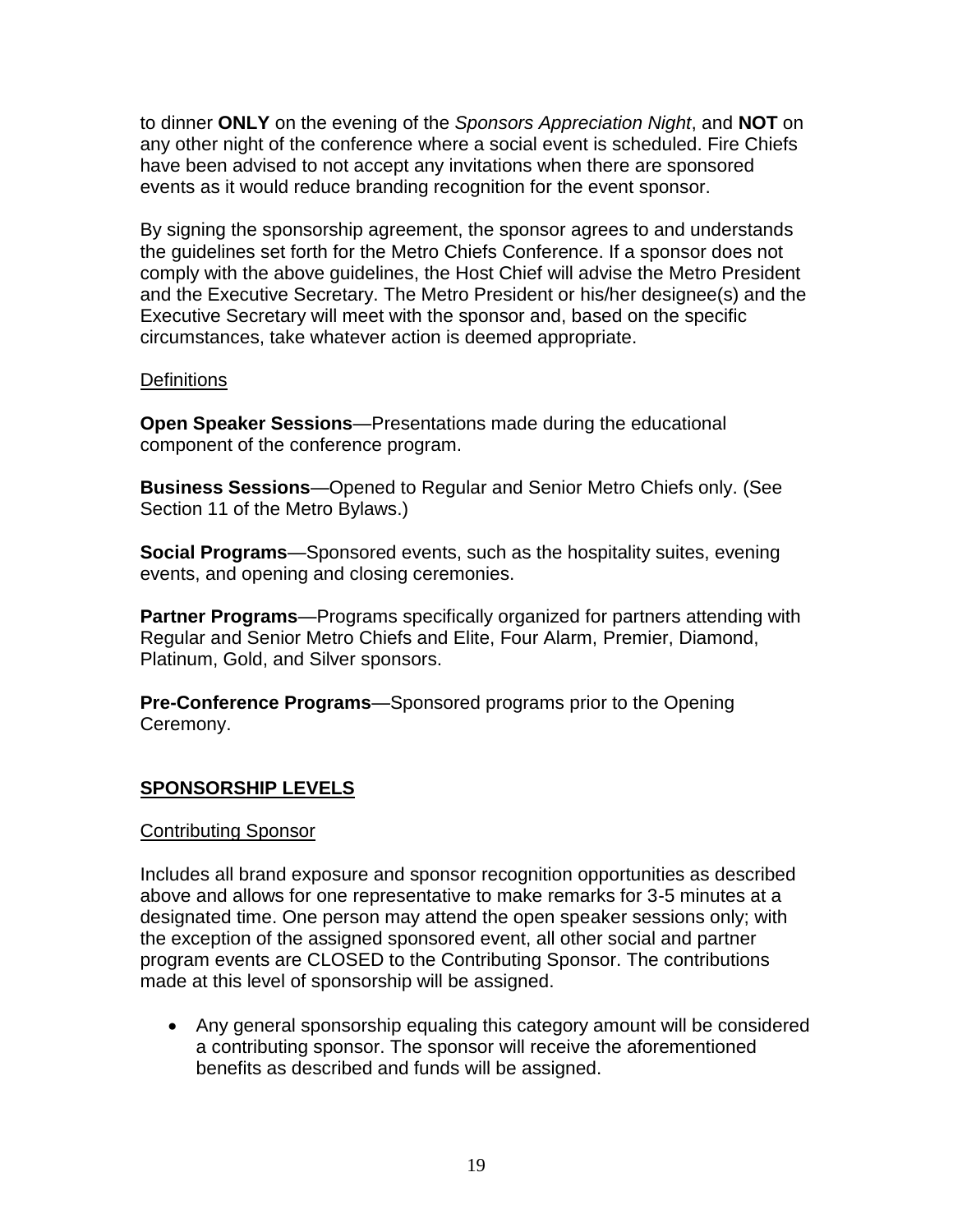to dinner **ONLY** on the evening of the *Sponsors Appreciation Night*, and **NOT** on any other night of the conference where a social event is scheduled. Fire Chiefs have been advised to not accept any invitations when there are sponsored events as it would reduce branding recognition for the event sponsor.

By signing the sponsorship agreement, the sponsor agrees to and understands the guidelines set forth for the Metro Chiefs Conference. If a sponsor does not comply with the above guidelines, the Host Chief will advise the Metro President and the Executive Secretary. The Metro President or his/her designee(s) and the Executive Secretary will meet with the sponsor and, based on the specific circumstances, take whatever action is deemed appropriate.

### Definitions

**Open Speaker Sessions**—Presentations made during the educational component of the conference program.

**Business Sessions**—Opened to Regular and Senior Metro Chiefs only. (See Section 11 of the Metro Bylaws.)

**Social Programs**—Sponsored events, such as the hospitality suites, evening events, and opening and closing ceremonies.

**Partner Programs**—Programs specifically organized for partners attending with Regular and Senior Metro Chiefs and Elite, Four Alarm, Premier, Diamond, Platinum, Gold, and Silver sponsors.

**Pre-Conference Programs**—Sponsored programs prior to the Opening Ceremony.

## SPONSORSHIP LEVELS

### Contributing Sponsor

Includes all brand exposure and sponsor recognition opportunities as described above and allows for one representative to make remarks for 3-5 minutes at a designated time. One person may attend the open speaker sessions only; with the exception of the assigned sponsored event, all other social and partner program events are CLOSED to the Contributing Sponsor. The contributions made at this level of sponsorship will be assigned.

- Any general sponsorship equaling this category amount will be considered a contributing sponsor. The sponsor will receive the aforementioned benefits as described and funds will be assigned.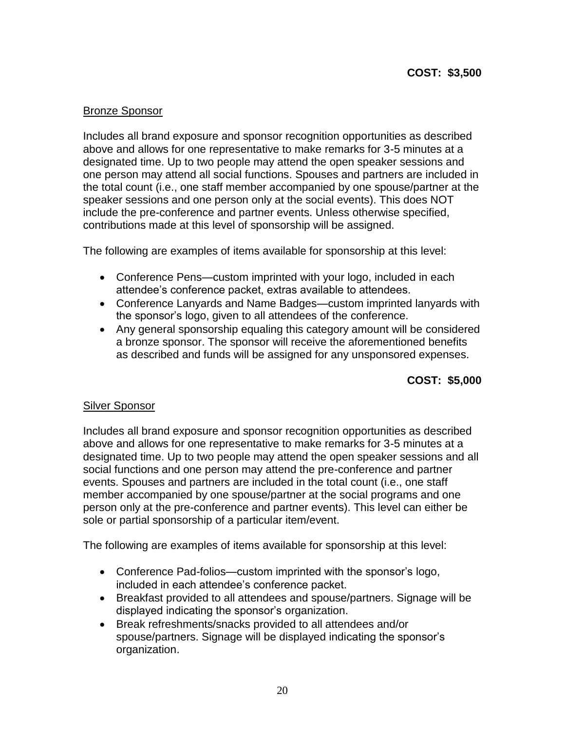**COST: $3,500**

Bronze Sponsor

Includes all brand exposure and sponsor recognition opportunities as described above and allows for one representative to make remarks for 3-5 minutes at a designated time. Up to two people may attend the open speaker sessions and one person may attend all social functions. Spouses and partners are included in the total count (i.e., one staff member accompanied by one spouse/partner at the speaker sessions and one person only at the social events). This does NOT include the pre-conference and partner events. Unless otherwise specified, contributions made at this level of sponsorship will be assigned.

The following are examples of items available for sponsorship at this level:

- Conference Pens—custom imprinted with your logo, included in each attendee's conference packet, extras available to attendees.
- Conference Lanyards and Name Badges—custom imprinted lanyards with the sponsor's logo, given to all attendees of the conference.
- Any general sponsorship equaling this category amount will be considered a bronze sponsor. The sponsor will receive the aforementioned benefits as described and funds will be assigned for any unsponsored expenses.

**COST: $5,000**

Silver Sponsor

Includes all brand exposure and sponsor recognition opportunities as described above and allows for one representative to make remarks for 3-5 minutes at a designated time. Up to two people may attend the open speaker sessions and all social functions and one person may attend the pre-conference and partner events. Spouses and partners are included in the total count (i.e., one staff member accompanied by one spouse/partner at the social programs and one person only at the pre-conference and partner events). This level can either be sole or partial sponsorship of a particular item/event.

The following are examples of items available for sponsorship at this level:

- Conference Pad-folios—custom imprinted with the sponsor's logo, included in each attendee's conference packet.
- Breakfast provided to all attendees and spouse/partners. Signage will be displayed indicating the sponsor's organization.
- Break refreshments/snacks provided to all attendees and/or spouse/partners. Signage will be displayed indicating the sponsor's organization.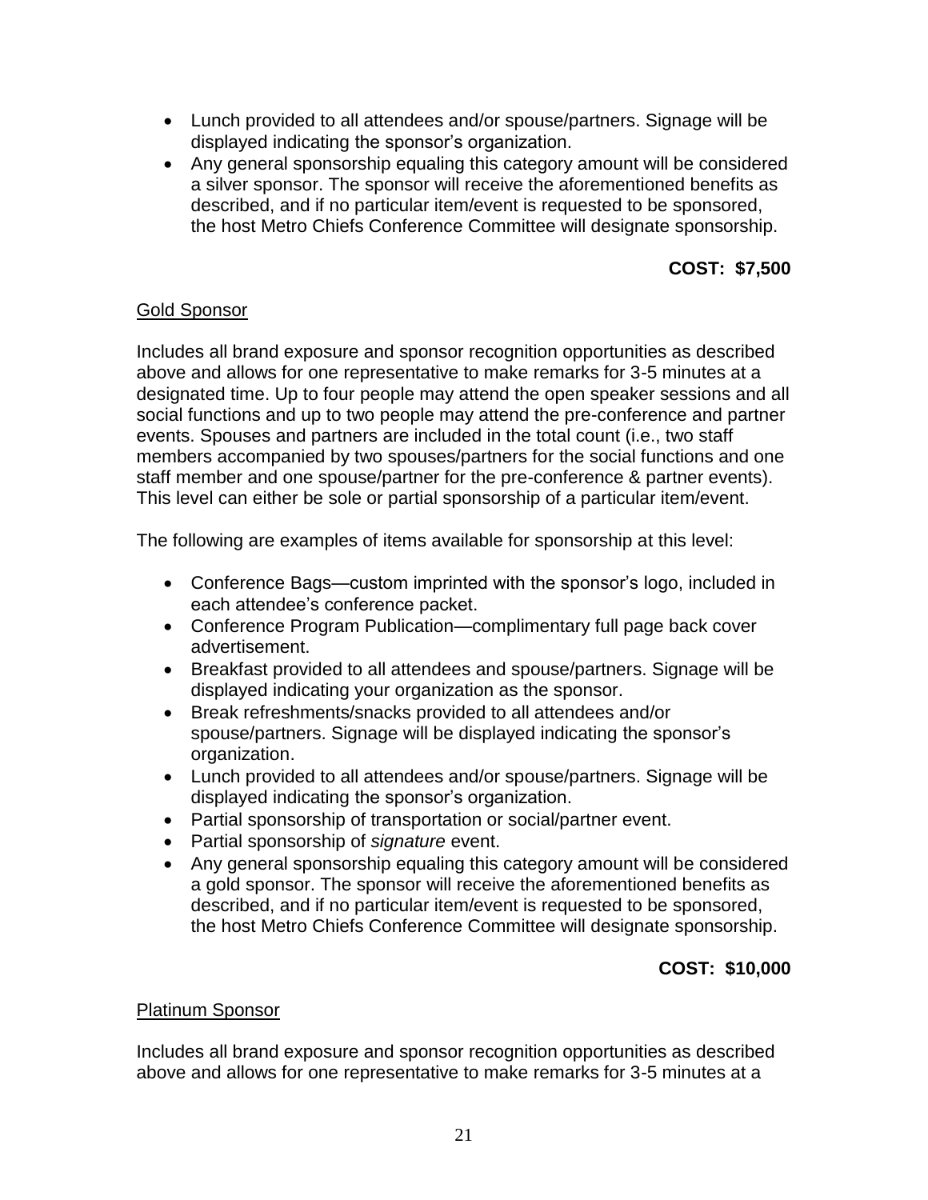- Lunch provided to all attendees and/or spouse/partners. Signage will be displayed indicating the sponsor's organization.
- Any general sponsorship equaling this category amount will be considered a silver sponsor. The sponsor will receive the aforementioned benefits as described, and if no particular item/event is requested to be sponsored, the host Metro Chiefs Conference Committee will designate sponsorship.

**COST: $7,500**

<u>Gold Sponsor</u>

Includes all brand exposure and sponsor recognition opportunities as described above and allows for one representative to make remarks for 3-5 minutes at a designated time. Up to four people may attend the open speaker sessions and all social functions and up to two people may attend the pre-conference and partner events. Spouses and partners are included in the total count (i.e., two staff members accompanied by two spouses/partners for the social functions and one staff member and one spouse/partner for the pre-conference & partner events). This level can either be sole or partial sponsorship of a particular item/event.

The following are examples of items available for sponsorship at this level:

- Conference Bags—custom imprinted with the sponsor's logo, included in each attendee's conference packet.
- Conference Program Publication—complimentary full page back cover advertisement.
- Breakfast provided to all attendees and spouse/partners. Signage will be displayed indicating your organization as the sponsor.
- Break refreshments/snacks provided to all attendees and/or spouse/partners. Signage will be displayed indicating the sponsor's organization.
- Lunch provided to all attendees and/or spouse/partners. Signage will be displayed indicating the sponsor's organization.
- Partial sponsorship of transportation or social/partner event.
- Partial sponsorship of *signature* event.
- Any general sponsorship equaling this category amount will be considered a gold sponsor. The sponsor will receive the aforementioned benefits as described, and if no particular item/event is requested to be sponsored, the host Metro Chiefs Conference Committee will designate sponsorship.

**COST: $10,000**

<u>Platinum Sponsor</u>

Includes all brand exposure and sponsor recognition opportunities as described above and allows for one representative to make remarks for 3-5 minutes at a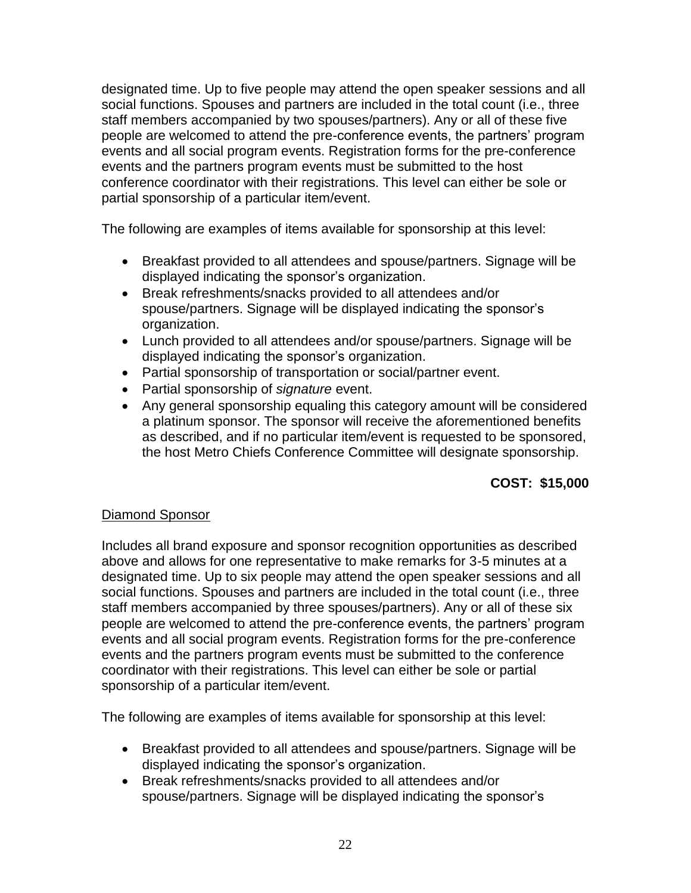designated time. Up to five people may attend the open speaker sessions and all social functions. Spouses and partners are included in the total count (i.e., three staff members accompanied by two spouses/partners). Any or all of these five people are welcomed to attend the pre-conference events, the partners' program events and all social program events. Registration forms for the pre-conference events and the partners program events must be submitted to the host conference coordinator with their registrations. This level can either be sole or partial sponsorship of a particular item/event.

The following are examples of items available for sponsorship at this level:

- Breakfast provided to all attendees and spouse/partners. Signage will be displayed indicating the sponsor's organization.
- Break refreshments/snacks provided to all attendees and/or spouse/partners. Signage will be displayed indicating the sponsor's organization.
- Lunch provided to all attendees and/or spouse/partners. Signage will be displayed indicating the sponsor's organization.
- Partial sponsorship of transportation or social/partner event.
- Partial sponsorship of *signature* event.
- Any general sponsorship equaling this category amount will be considered a platinum sponsor. The sponsor will receive the aforementioned benefits as described, and if no particular item/event is requested to be sponsored, the host Metro Chiefs Conference Committee will designate sponsorship.

**COST: $15,000**

<u>Diamond Sponsor</u>

Includes all brand exposure and sponsor recognition opportunities as described above and allows for one representative to make remarks for 3-5 minutes at a designated time. Up to six people may attend the open speaker sessions and all social functions. Spouses and partners are included in the total count (i.e., three staff members accompanied by three spouses/partners). Any or all of these six people are welcomed to attend the pre-conference events, the partners' program events and all social program events. Registration forms for the pre-conference events and the partners program events must be submitted to the conference coordinator with their registrations. This level can either be sole or partial sponsorship of a particular item/event.

The following are examples of items available for sponsorship at this level:

- Breakfast provided to all attendees and spouse/partners. Signage will be displayed indicating the sponsor's organization.
- Break refreshments/snacks provided to all attendees and/or spouse/partners. Signage will be displayed indicating the sponsor's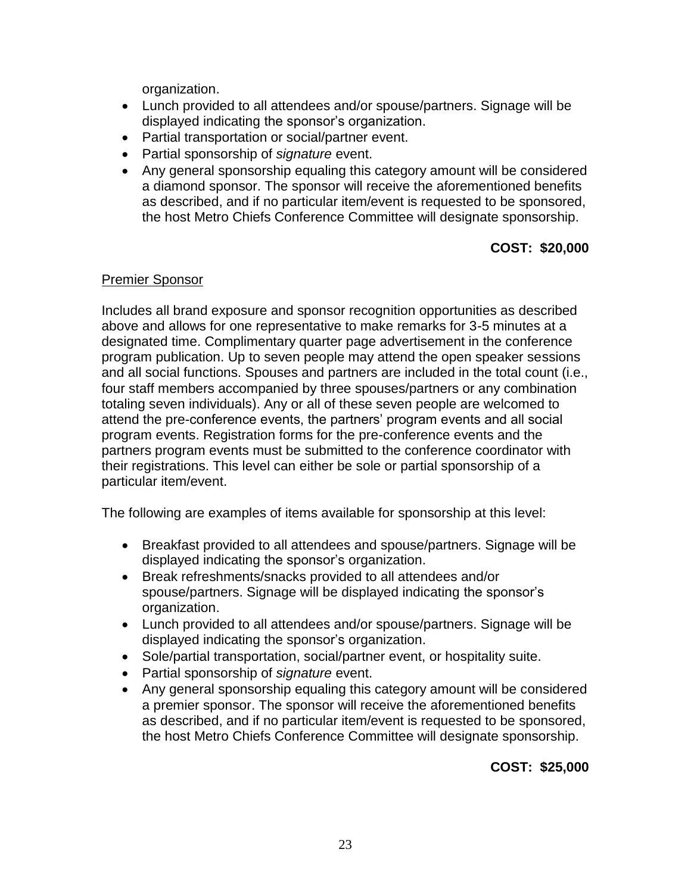organization.

- Lunch provided to all attendees and/or spouse/partners. Signage will be displayed indicating the sponsor's organization.
- Partial transportation or social/partner event.
- Partial sponsorship of *signature* event.
- Any general sponsorship equaling this category amount will be considered a diamond sponsor. The sponsor will receive the aforementioned benefits as described, and if no particular item/event is requested to be sponsored, the host Metro Chiefs Conference Committee will designate sponsorship.

**COST: $20,000**

Premier Sponsor

Includes all brand exposure and sponsor recognition opportunities as described above and allows for one representative to make remarks for 3-5 minutes at a designated time. Complimentary quarter page advertisement in the conference program publication. Up to seven people may attend the open speaker sessions and all social functions. Spouses and partners are included in the total count (i.e., four staff members accompanied by three spouses/partners or any combination totaling seven individuals). Any or all of these seven people are welcomed to attend the pre-conference events, the partners' program events and all social program events. Registration forms for the pre-conference events and the partners program events must be submitted to the conference coordinator with their registrations. This level can either be sole or partial sponsorship of a particular item/event.

The following are examples of items available for sponsorship at this level:

- Breakfast provided to all attendees and spouse/partners. Signage will be displayed indicating the sponsor's organization.
- Break refreshments/snacks provided to all attendees and/or spouse/partners. Signage will be displayed indicating the sponsor's organization.
- Lunch provided to all attendees and/or spouse/partners. Signage will be displayed indicating the sponsor's organization.
- Sole/partial transportation, social/partner event, or hospitality suite.
- Partial sponsorship of *signature* event.
- Any general sponsorship equaling this category amount will be considered a premier sponsor. The sponsor will receive the aforementioned benefits as described, and if no particular item/event is requested to be sponsored, the host Metro Chiefs Conference Committee will designate sponsorship.

**COST: $25,000**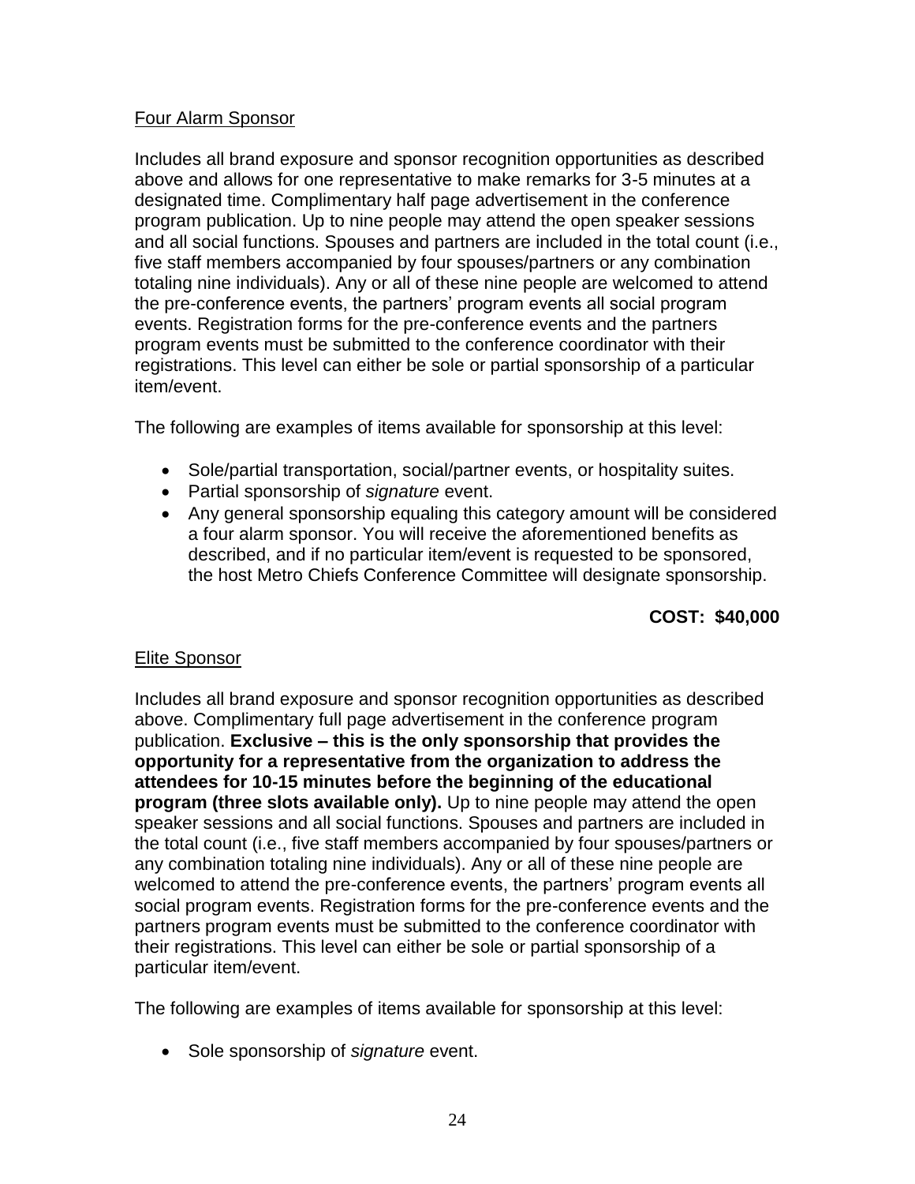## Four Alarm Sponsor

Includes all brand exposure and sponsor recognition opportunities as described above and allows for one representative to make remarks for 3-5 minutes at a designated time. Complimentary half page advertisement in the conference program publication. Up to nine people may attend the open speaker sessions and all social functions. Spouses and partners are included in the total count (i.e., five staff members accompanied by four spouses/partners or any combination totaling nine individuals). Any or all of these nine people are welcomed to attend the pre-conference events, the partners' program events all social program events. Registration forms for the pre-conference events and the partners program events must be submitted to the conference coordinator with their registrations. This level can either be sole or partial sponsorship of a particular item/event.

The following are examples of items available for sponsorship at this level:

- Sole/partial transportation, social/partner events, or hospitality suites.
- Partial sponsorship of *signature* event.
- Any general sponsorship equaling this category amount will be considered a four alarm sponsor. You will receive the aforementioned benefits as described, and if no particular item/event is requested to be sponsored, the host Metro Chiefs Conference Committee will designate sponsorship.

**COST: $40,000**

## Elite Sponsor

Includes all brand exposure and sponsor recognition opportunities as described above. Complimentary full page advertisement in the conference program publication. **Exclusive – this is the only sponsorship that provides the opportunity for a representative from the organization to address the attendees for 10-15 minutes before the beginning of the educational program (three slots available only).** Up to nine people may attend the open speaker sessions and all social functions. Spouses and partners are included in the total count (i.e., five staff members accompanied by four spouses/partners or any combination totaling nine individuals). Any or all of these nine people are welcomed to attend the pre-conference events, the partners' program events all social program events. Registration forms for the pre-conference events and the partners program events must be submitted to the conference coordinator with their registrations. This level can either be sole or partial sponsorship of a particular item/event.

The following are examples of items available for sponsorship at this level:

- Sole sponsorship of *signature* event.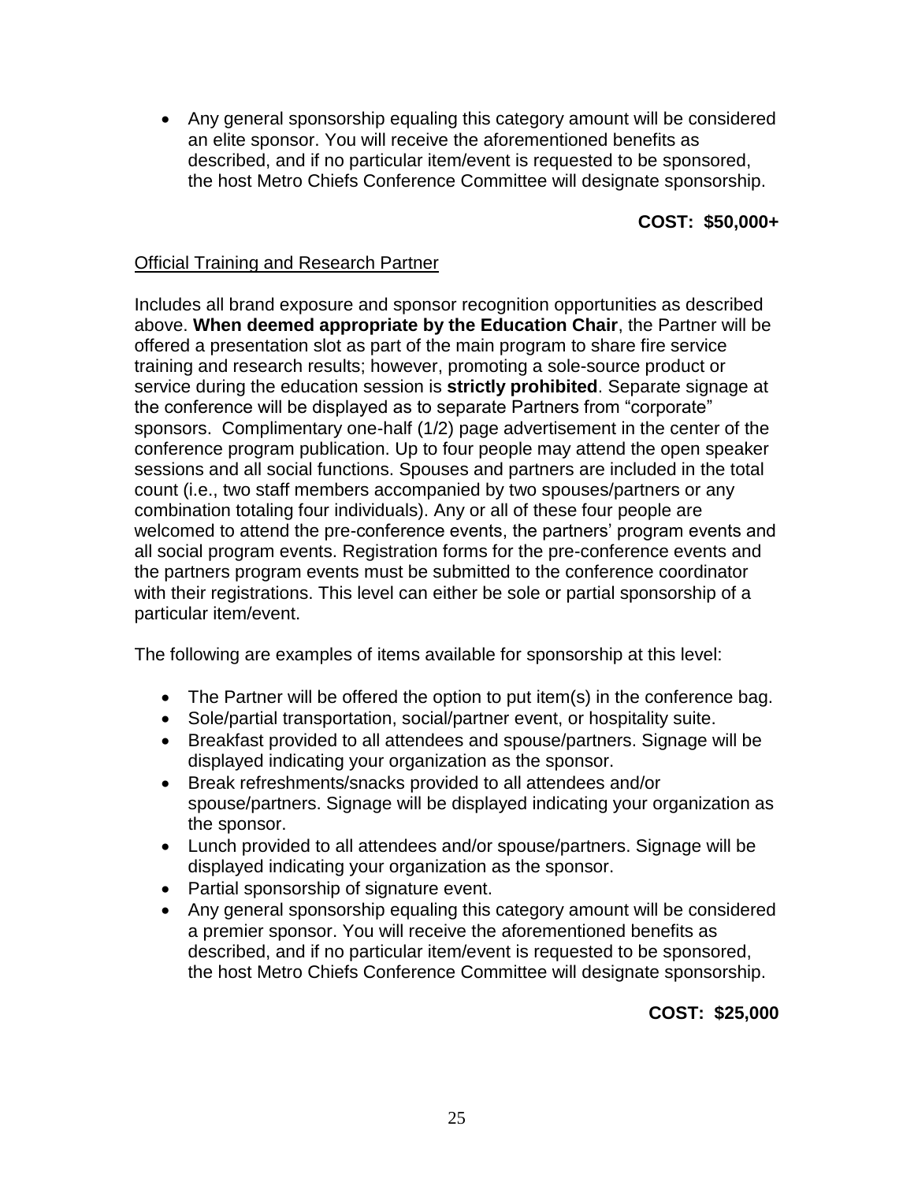- Any general sponsorship equaling this category amount will be considered an elite sponsor. You will receive the aforementioned benefits as described, and if no particular item/event is requested to be sponsored, the host Metro Chiefs Conference Committee will designate sponsorship.

**COST: $50,000+**

Official Training and Research Partner

Includes all brand exposure and sponsor recognition opportunities as described above. **When deemed appropriate by the Education Chair**, the Partner will be offered a presentation slot as part of the main program to share fire service training and research results; however, promoting a sole-source product or service during the education session is **strictly prohibited**. Separate signage at the conference will be displayed as to separate Partners from "corporate" sponsors. Complimentary one-half (1/2) page advertisement in the center of the conference program publication. Up to four people may attend the open speaker sessions and all social functions. Spouses and partners are included in the total count (i.e., two staff members accompanied by two spouses/partners or any combination totaling four individuals). Any or all of these four people are welcomed to attend the pre-conference events, the partners' program events and all social program events. Registration forms for the pre-conference events and the partners program events must be submitted to the conference coordinator with their registrations. This level can either be sole or partial sponsorship of a particular item/event.

The following are examples of items available for sponsorship at this level:

- The Partner will be offered the option to put item(s) in the conference bag.
- Sole/partial transportation, social/partner event, or hospitality suite.
- Breakfast provided to all attendees and spouse/partners. Signage will be displayed indicating your organization as the sponsor.
- Break refreshments/snacks provided to all attendees and/or spouse/partners. Signage will be displayed indicating your organization as the sponsor.
- Lunch provided to all attendees and/or spouse/partners. Signage will be displayed indicating your organization as the sponsor.
- Partial sponsorship of signature event.
- Any general sponsorship equaling this category amount will be considered a premier sponsor. You will receive the aforementioned benefits as described, and if no particular item/event is requested to be sponsored, the host Metro Chiefs Conference Committee will designate sponsorship.

**COST: $25,000**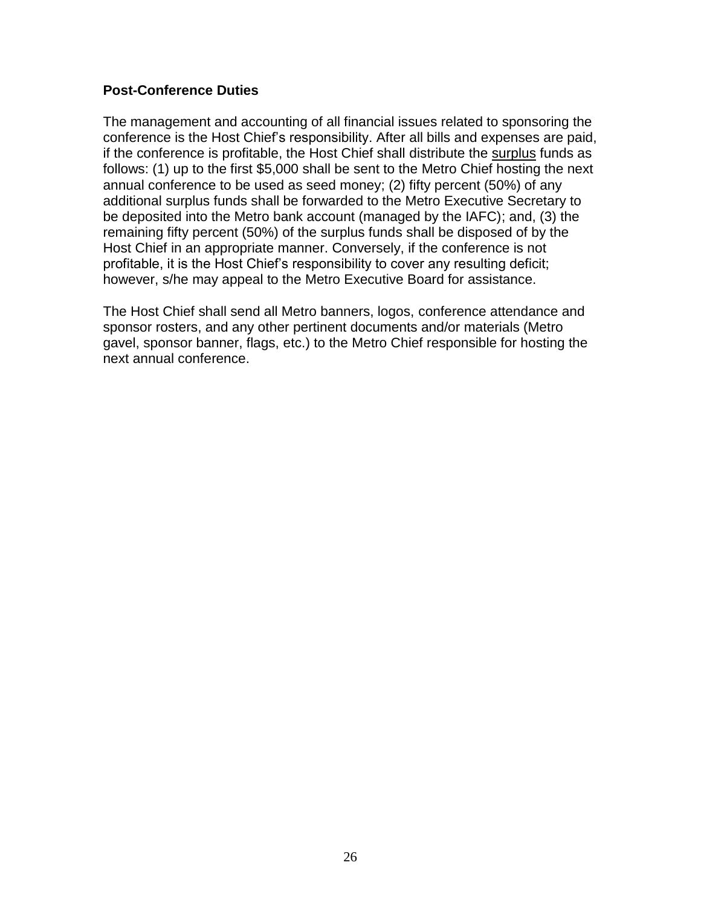### Post-Conference Duties

The management and accounting of all financial issues related to sponsoring the conference is the Host Chief's responsibility. After all bills and expenses are paid, if the conference is profitable, the Host Chief shall distribute the <u>surplus</u> funds as follows: (1) up to the first $5,000 shall be sent to the Metro Chief hosting the next annual conference to be used as seed money; (2) fifty percent (50%) of any additional surplus funds shall be forwarded to the Metro Executive Secretary to be deposited into the Metro bank account (managed by the IAFC); and, (3) the remaining fifty percent (50%) of the surplus funds shall be disposed of by the Host Chief in an appropriate manner. Conversely, if the conference is not profitable, it is the Host Chief's responsibility to cover any resulting deficit; however, s/he may appeal to the Metro Executive Board for assistance.

The Host Chief shall send all Metro banners, logos, conference attendance and sponsor rosters, and any other pertinent documents and/or materials (Metro gavel, sponsor banner, flags, etc.) to the Metro Chief responsible for hosting the next annual conference.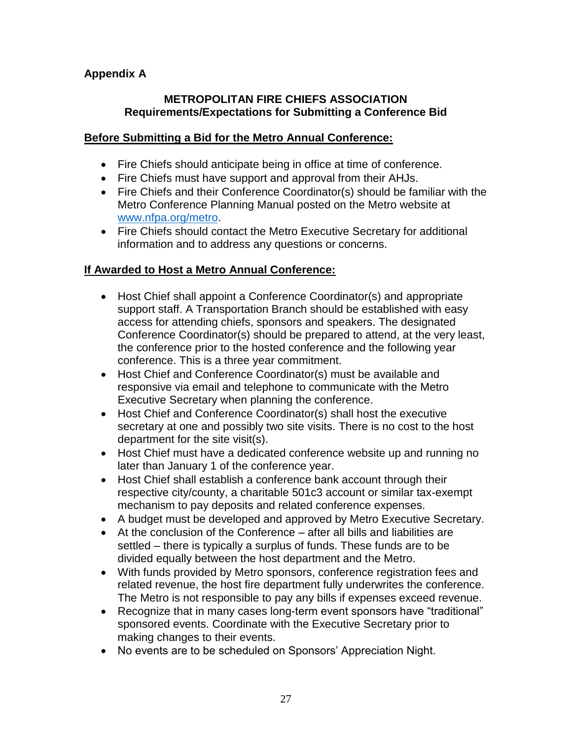**Appendix A**

**METROPOLITAN FIRE CHIEFS ASSOCIATION**
**Requirements/Expectations for Submitting a Conference Bid**

**Before Submitting a Bid for the Metro Annual Conference:**

- Fire Chiefs should anticipate being in office at time of conference.
- Fire Chiefs must have support and approval from their AHJs.
- Fire Chiefs and their Conference Coordinator(s) should be familiar with the Metro Conference Planning Manual posted on the Metro website at [www.nfpa.org/metro](http://www.nfpa.org/metro).
- Fire Chiefs should contact the Metro Executive Secretary for additional information and to address any questions or concerns.

**If Awarded to Host a Metro Annual Conference:**

- Host Chief shall appoint a Conference Coordinator(s) and appropriate support staff. A Transportation Branch should be established with easy access for attending chiefs, sponsors and speakers. The designated Conference Coordinator(s) should be prepared to attend, at the very least, the conference prior to the hosted conference and the following year conference. This is a three year commitment.
- Host Chief and Conference Coordinator(s) must be available and responsive via email and telephone to communicate with the Metro Executive Secretary when planning the conference.
- Host Chief and Conference Coordinator(s) shall host the executive secretary at one and possibly two site visits. There is no cost to the host department for the site visit(s).
- Host Chief must have a dedicated conference website up and running no later than January 1 of the conference year.
- Host Chief shall establish a conference bank account through their respective city/county, a charitable 501c3 account or similar tax-exempt mechanism to pay deposits and related conference expenses.
- A budget must be developed and approved by Metro Executive Secretary.
- At the conclusion of the Conference – after all bills and liabilities are settled – there is typically a surplus of funds. These funds are to be divided equally between the host department and the Metro.
- With funds provided by Metro sponsors, conference registration fees and related revenue, the host fire department fully underwrites the conference. The Metro is not responsible to pay any bills if expenses exceed revenue.
- Recognize that in many cases long-term event sponsors have "traditional" sponsored events. Coordinate with the Executive Secretary prior to making changes to their events.
- No events are to be scheduled on Sponsors' Appreciation Night.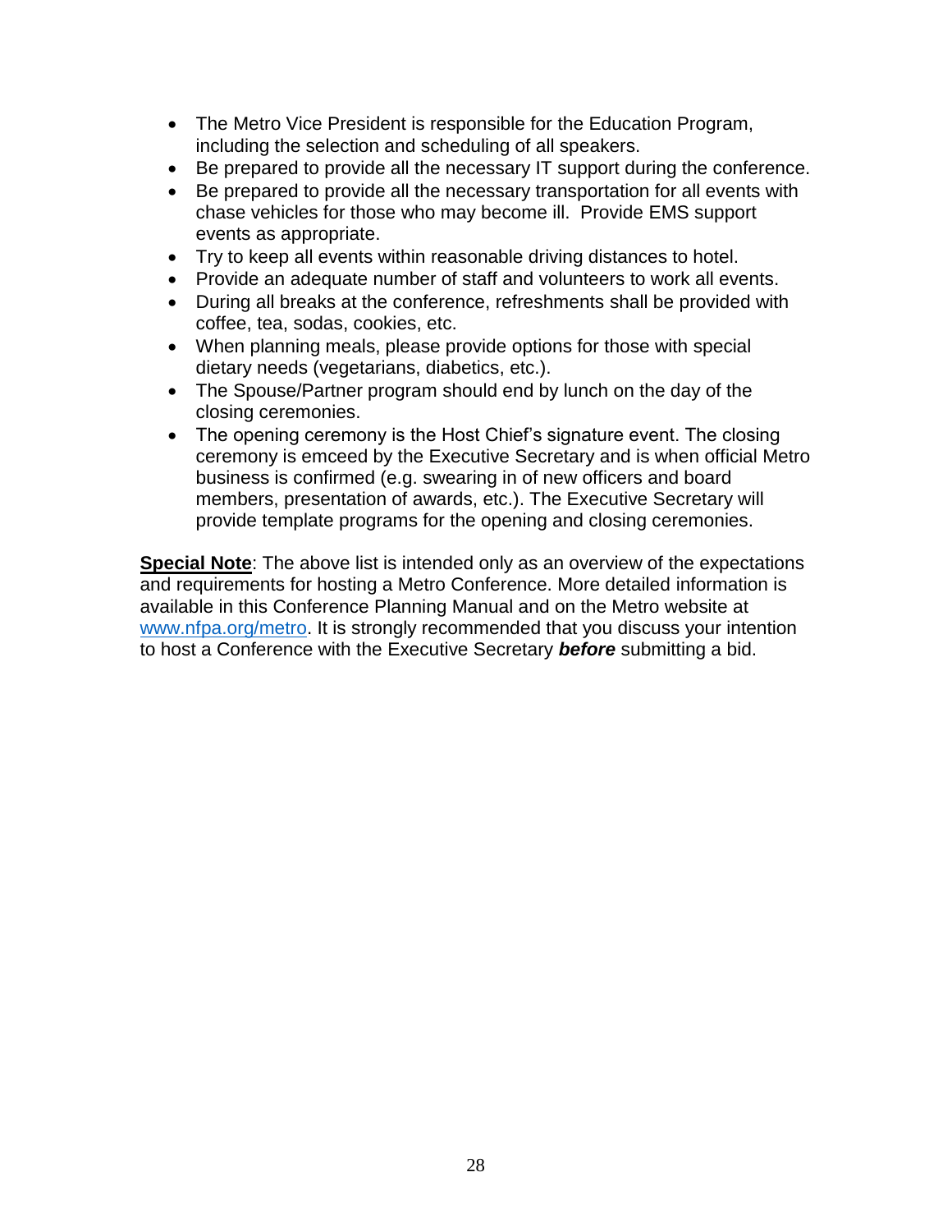- The Metro Vice President is responsible for the Education Program, including the selection and scheduling of all speakers.
- Be prepared to provide all the necessary IT support during the conference.
- Be prepared to provide all the necessary transportation for all events with chase vehicles for those who may become ill. Provide EMS support events as appropriate.
- Try to keep all events within reasonable driving distances to hotel.
- Provide an adequate number of staff and volunteers to work all events.
- During all breaks at the conference, refreshments shall be provided with coffee, tea, sodas, cookies, etc.
- When planning meals, please provide options for those with special dietary needs (vegetarians, diabetics, etc.).
- The Spouse/Partner program should end by lunch on the day of the closing ceremonies.
- The opening ceremony is the Host Chief's signature event. The closing ceremony is emceed by the Executive Secretary and is when official Metro business is confirmed (e.g. swearing in of new officers and board members, presentation of awards, etc.). The Executive Secretary will provide template programs for the opening and closing ceremonies.

<u>**Special Note**</u>: The above list is intended only as an overview of the expectations and requirements for hosting a Metro Conference. More detailed information is available in this Conference Planning Manual and on the Metro website at [www.nfpa.org/metro](http://www.nfpa.org/metro). It is strongly recommended that you discuss your intention to host a Conference with the Executive Secretary ***before*** submitting a bid.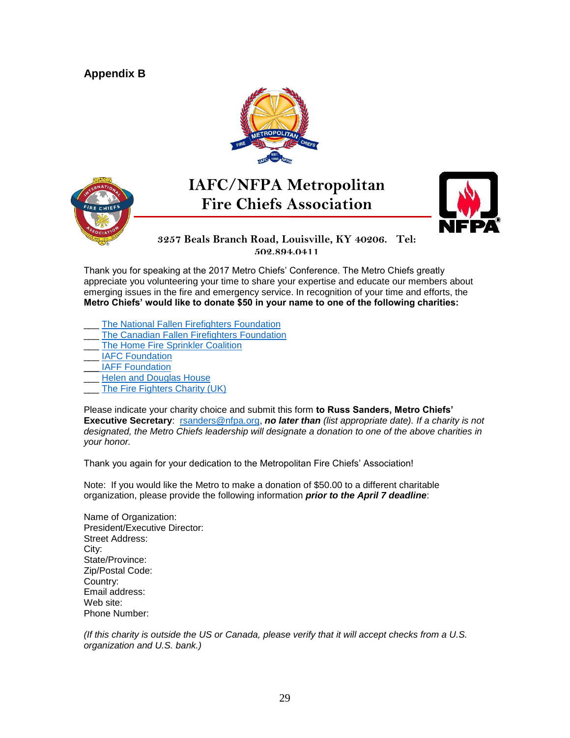## Appendix B

# IAFC/NFPA Metropolitan Fire Chiefs Association

**3257 Beals Branch Road, Louisville, KY 40206. Tel: 502.894.0411**

Thank you for speaking at the 2017 Metro Chiefs' Conference. The Metro Chiefs greatly appreciate you volunteering your time to share your expertise and educate our members about emerging issues in the fire and emergency service. In recognition of your time and efforts, the **Metro Chiefs' would like to donate $50 in your name to one of the following charities:**

___ The National Fallen Firefighters Foundation
___ The Canadian Fallen Firefighters Foundation
___ The Home Fire Sprinkler Coalition
___ IAFC Foundation
___ IAFF Foundation
___ Helen and Douglas House
___ The Fire Fighters Charity (UK)

Please indicate your charity choice and submit this form **to Russ Sanders, Metro Chiefs' Executive Secretary**: rsanders@nfpa.org, ***no later than*** *(list appropriate date). If a charity is not designated, the Metro Chiefs leadership will designate a donation to one of the above charities in your honor.*

Thank you again for your dedication to the Metropolitan Fire Chiefs' Association!

Note: If you would like the Metro to make a donation of $50.00 to a different charitable organization, please provide the following information ***prior to the April 7 deadline***:

Name of Organization:
President/Executive Director:
Street Address:
City:
State/Province:
Zip/Postal Code:
Country:
Email address:
Web site:
Phone Number:

*(If this charity is outside the US or Canada, please verify that it will accept checks from a U.S. organization and U.S. bank.)*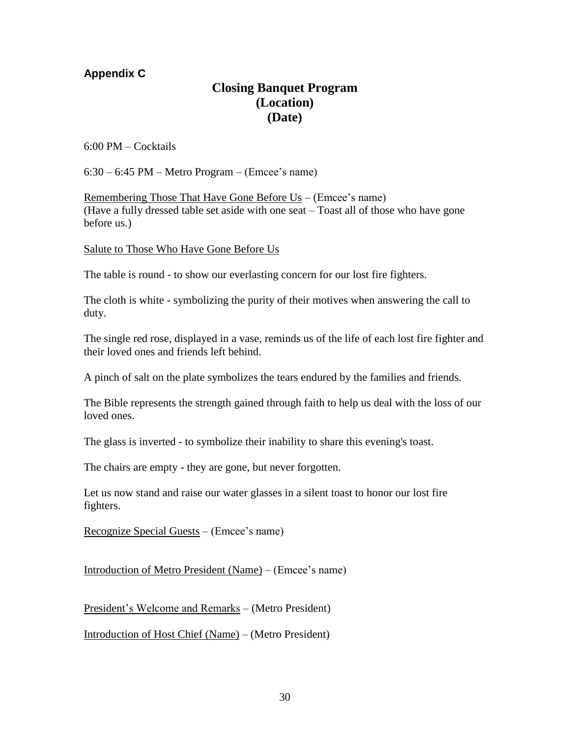**Appendix C**

# Closing Banquet Program
## (Location)
## (Date)

6:00 PM – Cocktails

6:30 – 6:45 PM – Metro Program – (Emcee's name)

<u>Remembering Those That Have Gone Before Us</u> – (Emcee's name)
(Have a fully dressed table set aside with one seat – Toast all of those who have gone before us.)

<u>Salute to Those Who Have Gone Before Us</u>

The table is round - to show our everlasting concern for our lost fire fighters.

The cloth is white - symbolizing the purity of their motives when answering the call to duty.

The single red rose, displayed in a vase, reminds us of the life of each lost fire fighter and their loved ones and friends left behind.

A pinch of salt on the plate symbolizes the tears endured by the families and friends.

The Bible represents the strength gained through faith to help us deal with the loss of our loved ones.

The glass is inverted - to symbolize their inability to share this evening's toast.

The chairs are empty - they are gone, but never forgotten.

Let us now stand and raise our water glasses in a silent toast to honor our lost fire fighters.

<u>Recognize Special Guests</u> – (Emcee's name)

<u>Introduction of Metro President (Name)</u> – (Emcee's name)

<u>President's Welcome and Remarks</u> – (Metro President)

<u>Introduction of Host Chief (Name)</u> – (Metro President)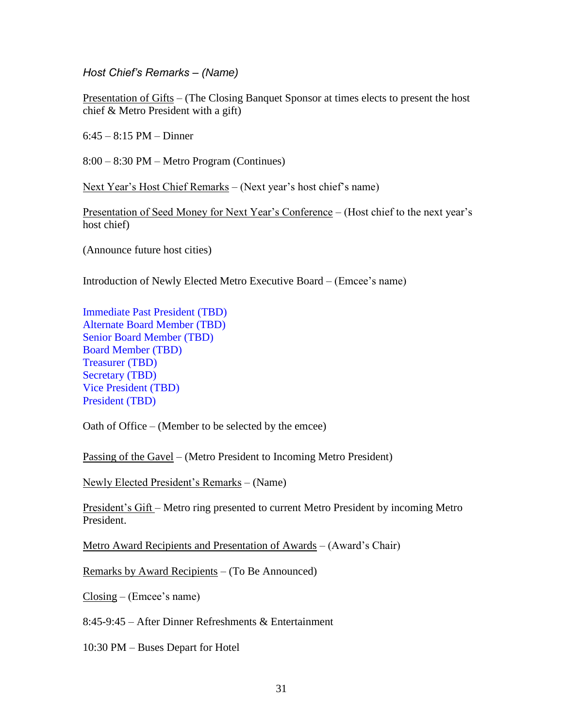*Host Chief's Remarks – (Name)*

Presentation of Gifts – (The Closing Banquet Sponsor at times elects to present the host chief & Metro President with a gift)

6:45 – 8:15 PM – Dinner

8:00 – 8:30 PM – Metro Program (Continues)

Next Year's Host Chief Remarks – (Next year's host chief's name)

Presentation of Seed Money for Next Year's Conference – (Host chief to the next year's host chief)

(Announce future host cities)

Introduction of Newly Elected Metro Executive Board – (Emcee's name)

Immediate Past President (TBD)
Alternate Board Member (TBD)
Senior Board Member (TBD)
Board Member (TBD)
Treasurer (TBD)
Secretary (TBD)
Vice President (TBD)
President (TBD)

Oath of Office – (Member to be selected by the emcee)

Passing of the Gavel – (Metro President to Incoming Metro President)

Newly Elected President's Remarks – (Name)

President's Gift – Metro ring presented to current Metro President by incoming Metro President.

Metro Award Recipients and Presentation of Awards – (Award's Chair)

Remarks by Award Recipients – (To Be Announced)

Closing – (Emcee's name)

8:45-9:45 – After Dinner Refreshments & Entertainment

10:30 PM – Buses Depart for Hotel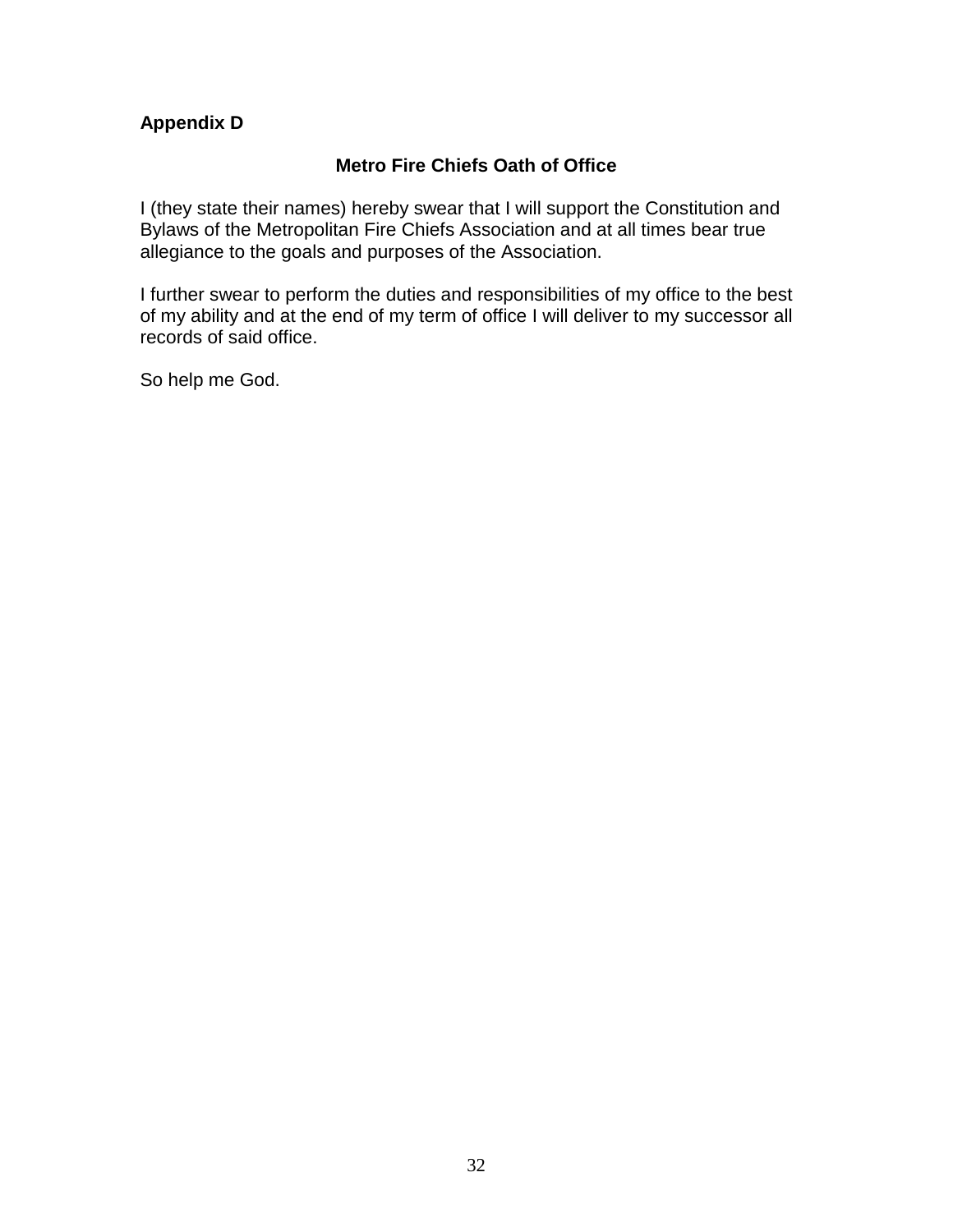**Appendix D**

**Metro Fire Chiefs Oath of Office**

I (they state their names) hereby swear that I will support the Constitution and Bylaws of the Metropolitan Fire Chiefs Association and at all times bear true allegiance to the goals and purposes of the Association.

I further swear to perform the duties and responsibilities of my office to the best of my ability and at the end of my term of office I will deliver to my successor all records of said office.

So help me God.